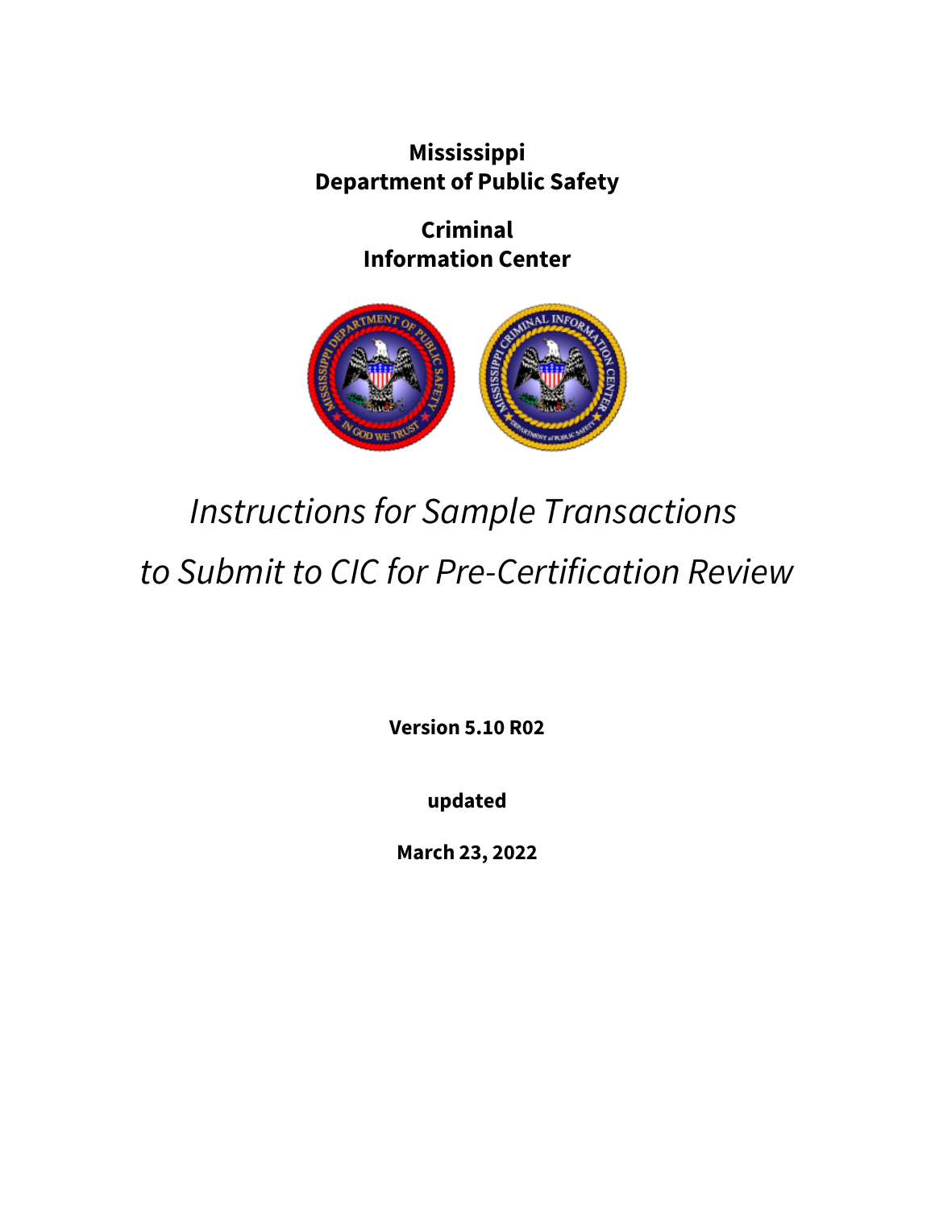**Mississippi**
**Department of Public Safety**

**Criminal**
**Information Center**

# *Instructions for Sample Transactions to Submit to CIC for Pre-Certification Review*

**Version 5.10 R02**

**updated**

**March 23, 2022**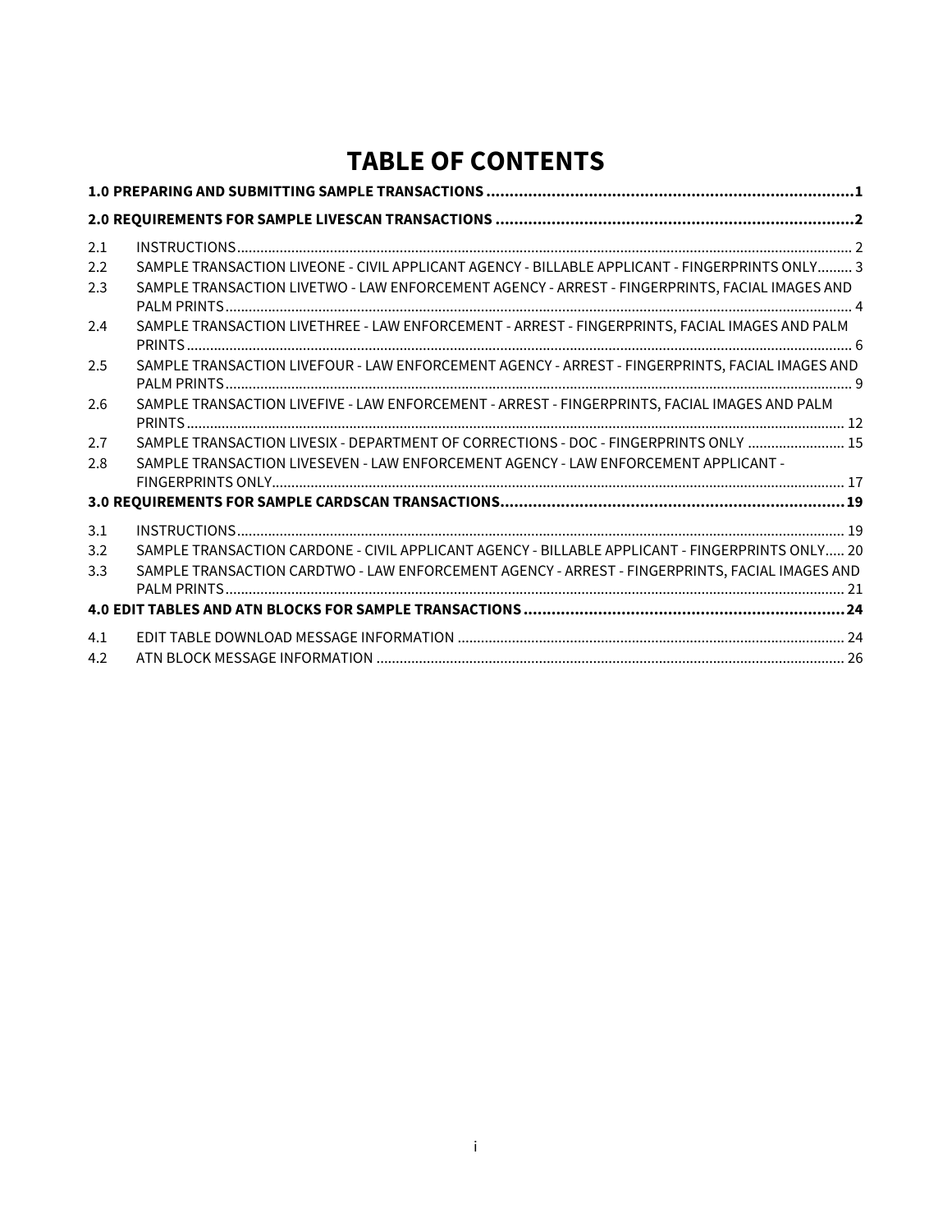# TABLE OF CONTENTS

| | | |
|---|---|---|
| **1.0 PREPARING AND SUBMITTING SAMPLE TRANSACTIONS** | | **1** |
| **2.0 REQUIREMENTS FOR SAMPLE LIVESCAN TRANSACTIONS** | | **2** |
| 2.1 | INSTRUCTIONS | 2 |
| 2.2 | SAMPLE TRANSACTION LIVEONE - CIVIL APPLICANT AGENCY - BILLABLE APPLICANT - FINGERPRINTS ONLY | 3 |
| 2.3 | SAMPLE TRANSACTION LIVETWO - LAW ENFORCEMENT AGENCY - ARREST - FINGERPRINTS, FACIAL IMAGES AND PALM PRINTS | 4 |
| 2.4 | SAMPLE TRANSACTION LIVETHREE - LAW ENFORCEMENT - ARREST - FINGERPRINTS, FACIAL IMAGES AND PALM PRINTS | 6 |
| 2.5 | SAMPLE TRANSACTION LIVEFOUR - LAW ENFORCEMENT AGENCY - ARREST - FINGERPRINTS, FACIAL IMAGES AND PALM PRINTS | 9 |
| 2.6 | SAMPLE TRANSACTION LIVEFIVE - LAW ENFORCEMENT - ARREST - FINGERPRINTS, FACIAL IMAGES AND PALM PRINTS | 12 |
| 2.7 | SAMPLE TRANSACTION LIVESIX - DEPARTMENT OF CORRECTIONS - DOC - FINGERPRINTS ONLY | 15 |
| 2.8 | SAMPLE TRANSACTION LIVESEVEN - LAW ENFORCEMENT AGENCY - LAW ENFORCEMENT APPLICANT - FINGERPRINTS ONLY | 17 |
| **3.0 REQUIREMENTS FOR SAMPLE CARDSCAN TRANSACTIONS** | | **19** |
| 3.1 | INSTRUCTIONS | 19 |
| 3.2 | SAMPLE TRANSACTION CARDONE - CIVIL APPLICANT AGENCY - BILLABLE APPLICANT - FINGERPRINTS ONLY | 20 |
| 3.3 | SAMPLE TRANSACTION CARDTWO - LAW ENFORCEMENT AGENCY - ARREST - FINGERPRINTS, FACIAL IMAGES AND PALM PRINTS | 21 |
| **4.0 EDIT TABLES AND ATN BLOCKS FOR SAMPLE TRANSACTIONS** | | **24** |
| 4.1 | EDIT TABLE DOWNLOAD MESSAGE INFORMATION | 24 |
| 4.2 | ATN BLOCK MESSAGE INFORMATION | 26 |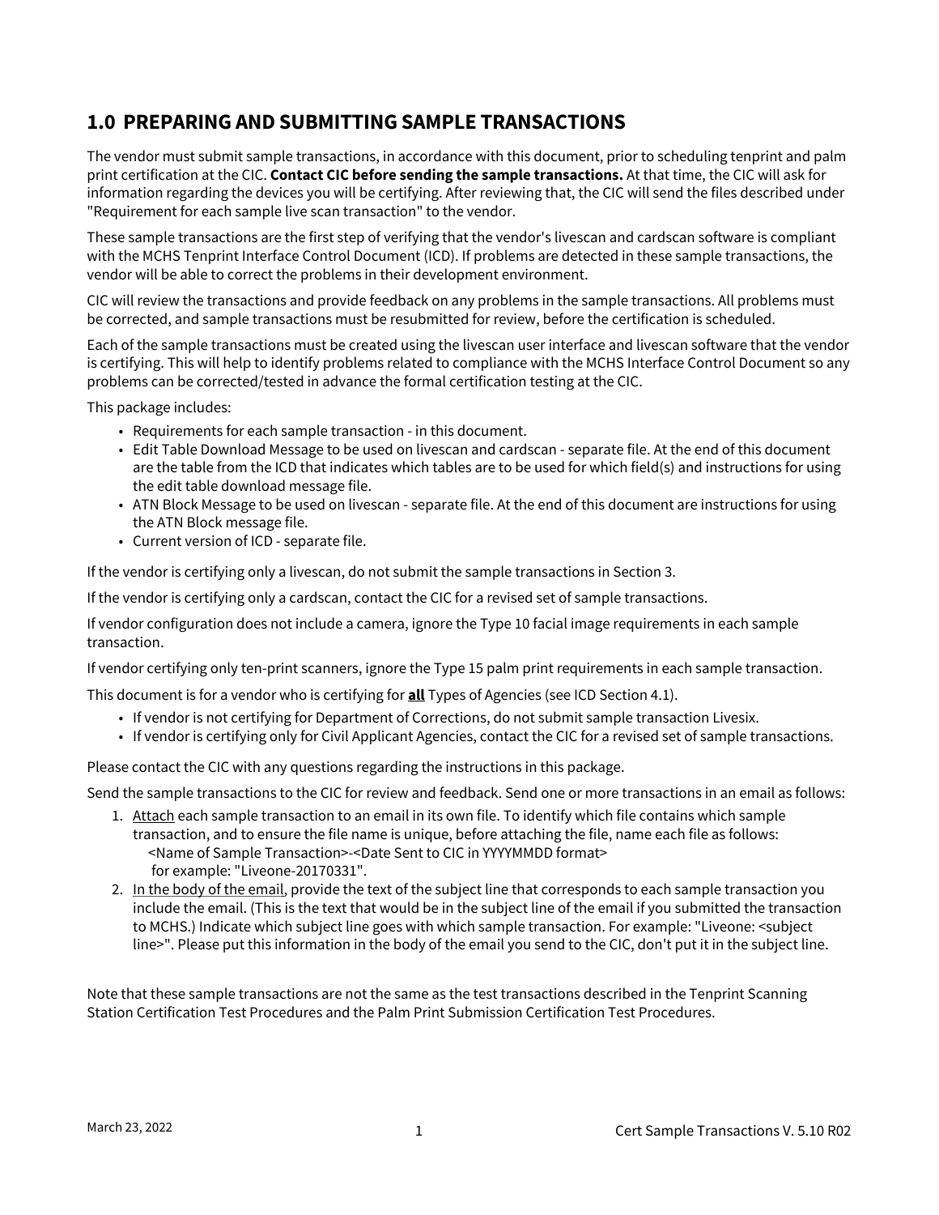## 1.0 PREPARING AND SUBMITTING SAMPLE TRANSACTIONS

The vendor must submit sample transactions, in accordance with this document, prior to scheduling tenprint and palm print certification at the CIC. **Contact CIC before sending the sample transactions.** At that time, the CIC will ask for information regarding the devices you will be certifying. After reviewing that, the CIC will send the files described under "Requirement for each sample live scan transaction" to the vendor.

These sample transactions are the first step of verifying that the vendor's livescan and cardscan software is compliant with the MCHS Tenprint Interface Control Document (ICD). If problems are detected in these sample transactions, the vendor will be able to correct the problems in their development environment.

CIC will review the transactions and provide feedback on any problems in the sample transactions. All problems must be corrected, and sample transactions must be resubmitted for review, before the certification is scheduled.

Each of the sample transactions must be created using the livescan user interface and livescan software that the vendor is certifying. This will help to identify problems related to compliance with the MCHS Interface Control Document so any problems can be corrected/tested in advance the formal certification testing at the CIC.

This package includes:

- Requirements for each sample transaction - in this document.
- Edit Table Download Message to be used on livescan and cardscan - separate file. At the end of this document are the table from the ICD that indicates which tables are to be used for which field(s) and instructions for using the edit table download message file.
- ATN Block Message to be used on livescan - separate file. At the end of this document are instructions for using the ATN Block message file.
- Current version of ICD - separate file.

If the vendor is certifying only a livescan, do not submit the sample transactions in Section 3.

If the vendor is certifying only a cardscan, contact the CIC for a revised set of sample transactions.

If vendor configuration does not include a camera, ignore the Type 10 facial image requirements in each sample transaction.

If vendor certifying only ten-print scanners, ignore the Type 15 palm print requirements in each sample transaction.

This document is for a vendor who is certifying for **all** Types of Agencies (see ICD Section 4.1).

- If vendor is not certifying for Department of Corrections, do not submit sample transaction Livesix.
- If vendor is certifying only for Civil Applicant Agencies, contact the CIC for a revised set of sample transactions.

Please contact the CIC with any questions regarding the instructions in this package.

Send the sample transactions to the CIC for review and feedback. Send one or more transactions in an email as follows:

1. Attach each sample transaction to an email in its own file. To identify which file contains which sample transaction, and to ensure the file name is unique, before attaching the file, name each file as follows:
   <Name of Sample Transaction>-<Date Sent to CIC in YYYYMMDD format>
   for example: "Liveone-20170331".
2. In the body of the email, provide the text of the subject line that corresponds to each sample transaction you include the email. (This is the text that would be in the subject line of the email if you submitted the transaction to MCHS.) Indicate which subject line goes with which sample transaction. For example: "Liveone: <subject line>". Please put this information in the body of the email you send to the CIC, don't put it in the subject line.

Note that these sample transactions are not the same as the test transactions described in the Tenprint Scanning Station Certification Test Procedures and the Palm Print Submission Certification Test Procedures.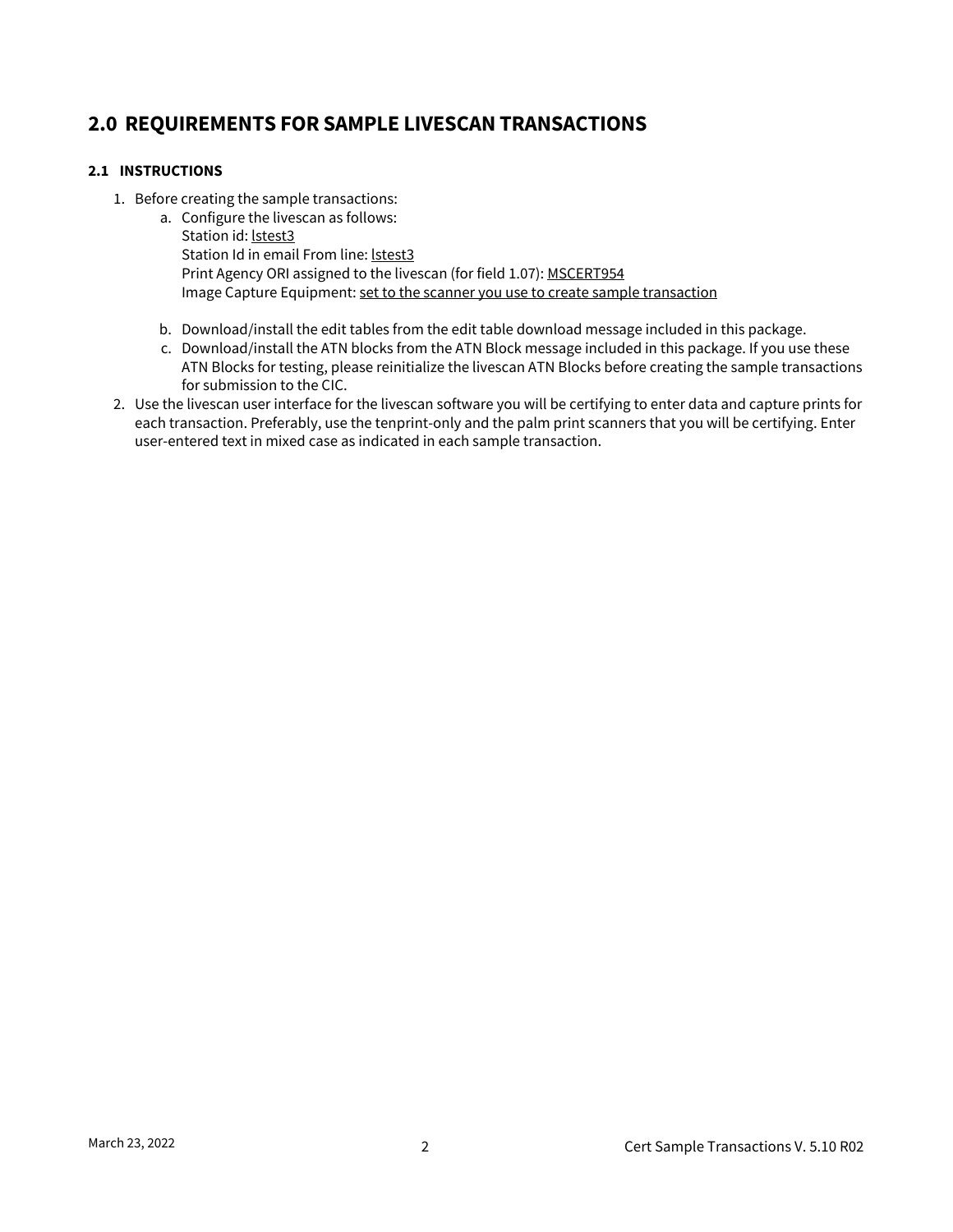# 2.0 REQUIREMENTS FOR SAMPLE LIVESCAN TRANSACTIONS

### 2.1 INSTRUCTIONS

1. Before creating the sample transactions:
   a. Configure the livescan as follows:
      Station id: <u>lstest3</u>
      Station Id in email From line: <u>lstest3</u>
      Print Agency ORI assigned to the livescan (for field 1.07): <u>MSCERT954</u>
      Image Capture Equipment: <u>set to the scanner you use to create sample transaction</u>

   b. Download/install the edit tables from the edit table download message included in this package.
   c. Download/install the ATN blocks from the ATN Block message included in this package. If you use these ATN Blocks for testing, please reinitialize the livescan ATN Blocks before creating the sample transactions for submission to the CIC.
2. Use the livescan user interface for the livescan software you will be certifying to enter data and capture prints for each transaction. Preferably, use the tenprint-only and the palm print scanners that you will be certifying. Enter user-entered text in mixed case as indicated in each sample transaction.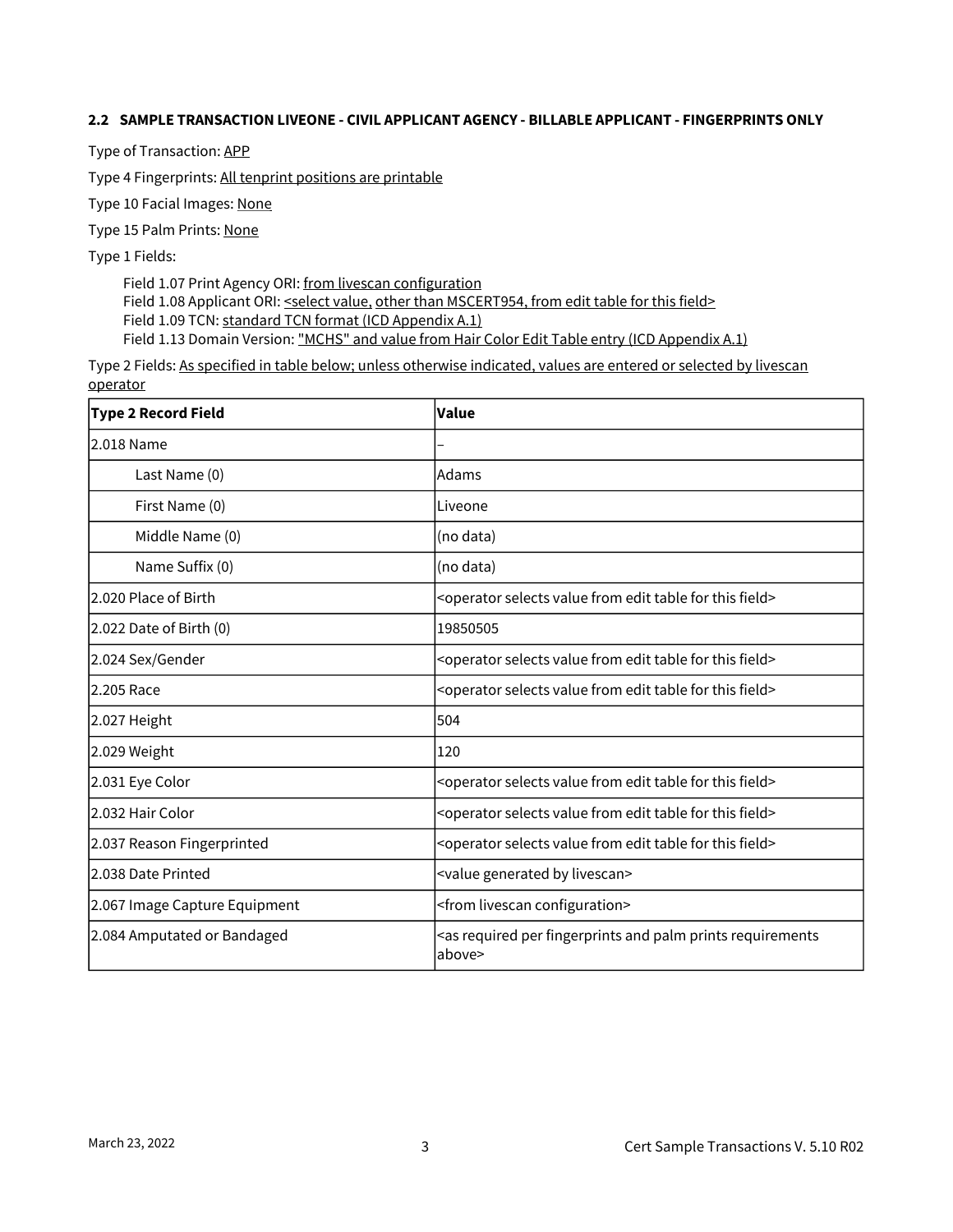### 2.2 SAMPLE TRANSACTION LIVEONE - CIVIL APPLICANT AGENCY - BILLABLE APPLICANT - FINGERPRINTS ONLY

Type of Transaction: APP

Type 4 Fingerprints: All tenprint positions are printable

Type 10 Facial Images: None

Type 15 Palm Prints: None

Type 1 Fields:

Field 1.07 Print Agency ORI: from livescan configuration
Field 1.08 Applicant ORI: <select value, other than MSCERT954, from edit table for this field>
Field 1.09 TCN: standard TCN format (ICD Appendix A.1)
Field 1.13 Domain Version: "MCHS" and value from Hair Color Edit Table entry (ICD Appendix A.1)

Type 2 Fields: As specified in table below; unless otherwise indicated, values are entered or selected by livescan operator

| Type 2 Record Field | Value |
|---|---|
| 2.018 Name | – |
| Last Name (0) | Adams |
| First Name (0) | Liveone |
| Middle Name (0) | (no data) |
| Name Suffix (0) | (no data) |
| 2.020 Place of Birth | <operator selects value from edit table for this field> |
| 2.022 Date of Birth (0) | 19850505 |
| 2.024 Sex/Gender | <operator selects value from edit table for this field> |
| 2.205 Race | <operator selects value from edit table for this field> |
| 2.027 Height | 504 |
| 2.029 Weight | 120 |
| 2.031 Eye Color | <operator selects value from edit table for this field> |
| 2.032 Hair Color | <operator selects value from edit table for this field> |
| 2.037 Reason Fingerprinted | <operator selects value from edit table for this field> |
| 2.038 Date Printed | <value generated by livescan> |
| 2.067 Image Capture Equipment | <from livescan configuration> |
| 2.084 Amputated or Bandaged | <as required per fingerprints and palm prints requirements above> |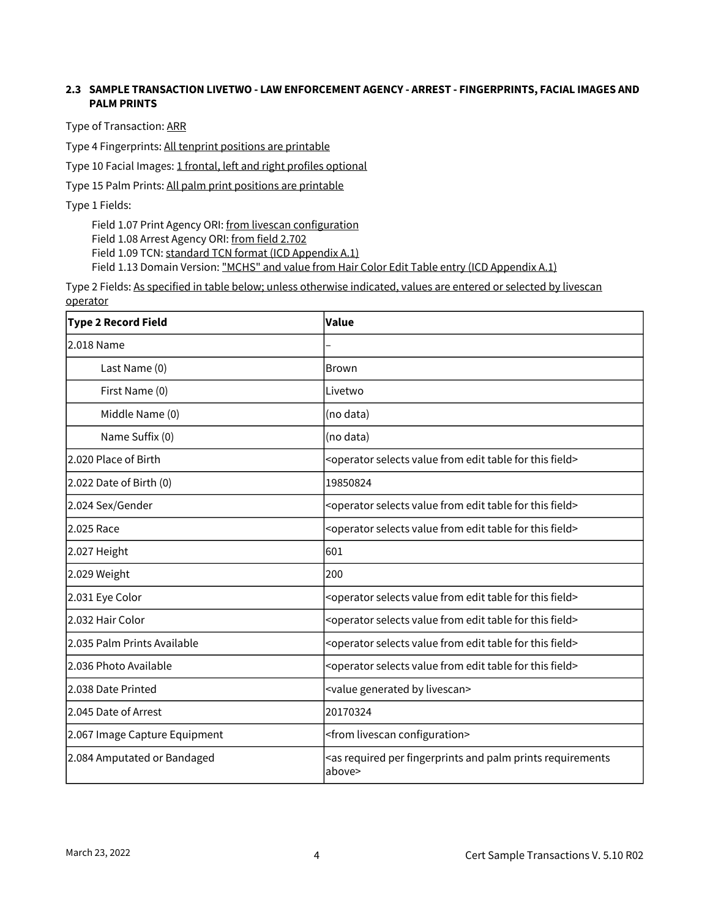### 2.3 SAMPLE TRANSACTION LIVETWO - LAW ENFORCEMENT AGENCY - ARREST - FINGERPRINTS, FACIAL IMAGES AND PALM PRINTS

Type of Transaction: ARR

Type 4 Fingerprints: All tenprint positions are printable

Type 10 Facial Images: 1 frontal, left and right profiles optional

Type 15 Palm Prints: All palm print positions are printable

Type 1 Fields:

Field 1.07 Print Agency ORI: from livescan configuration
Field 1.08 Arrest Agency ORI: from field 2.702
Field 1.09 TCN: standard TCN format (ICD Appendix A.1)
Field 1.13 Domain Version: "MCHS" and value from Hair Color Edit Table entry (ICD Appendix A.1)

Type 2 Fields: As specified in table below; unless otherwise indicated, values are entered or selected by livescan operator

| Type 2 Record Field | Value |
|---|---|
| 2.018 Name | – |
| Last Name (0) | Brown |
| First Name (0) | Livetwo |
| Middle Name (0) | (no data) |
| Name Suffix (0) | (no data) |
| 2.020 Place of Birth | <operator selects value from edit table for this field> |
| 2.022 Date of Birth (0) | 19850824 |
| 2.024 Sex/Gender | <operator selects value from edit table for this field> |
| 2.025 Race | <operator selects value from edit table for this field> |
| 2.027 Height | 601 |
| 2.029 Weight | 200 |
| 2.031 Eye Color | <operator selects value from edit table for this field> |
| 2.032 Hair Color | <operator selects value from edit table for this field> |
| 2.035 Palm Prints Available | <operator selects value from edit table for this field> |
| 2.036 Photo Available | <operator selects value from edit table for this field> |
| 2.038 Date Printed | <value generated by livescan> |
| 2.045 Date of Arrest | 20170324 |
| 2.067 Image Capture Equipment | <from livescan configuration> |
| 2.084 Amputated or Bandaged | <as required per fingerprints and palm prints requirements above> |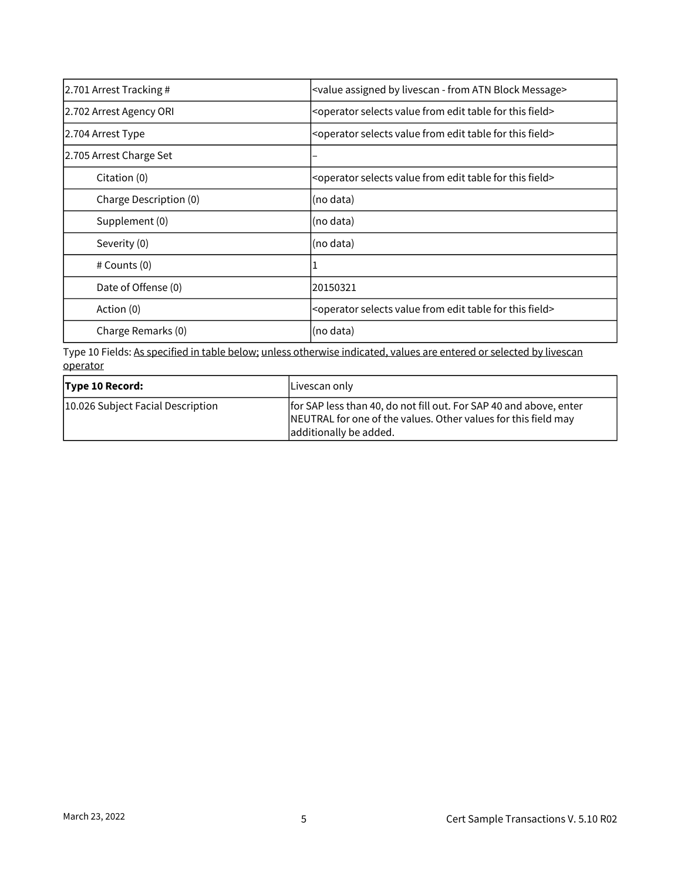| 2.701 Arrest Tracking # | <value assigned by livescan - from ATN Block Message> |
|---|---|
| 2.702 Arrest Agency ORI | <operator selects value from edit table for this field> |
| 2.704 Arrest Type | <operator selects value from edit table for this field> |
| 2.705 Arrest Charge Set | – |
| Citation (0) | <operator selects value from edit table for this field> |
| Charge Description (0) | (no data) |
| Supplement (0) | (no data) |
| Severity (0) | (no data) |
| # Counts (0) | 1 |
| Date of Offense (0) | 20150321 |
| Action (0) | <operator selects value from edit table for this field> |
| Charge Remarks (0) | (no data) |

Type 10 Fields: As specified in table below; unless otherwise indicated, values are entered or selected by livescan operator

| **Type 10 Record:** | Livescan only |
|---|---|
| 10.026 Subject Facial Description | for SAP less than 40, do not fill out. For SAP 40 and above, enter NEUTRAL for one of the values. Other values for this field may additionally be added. |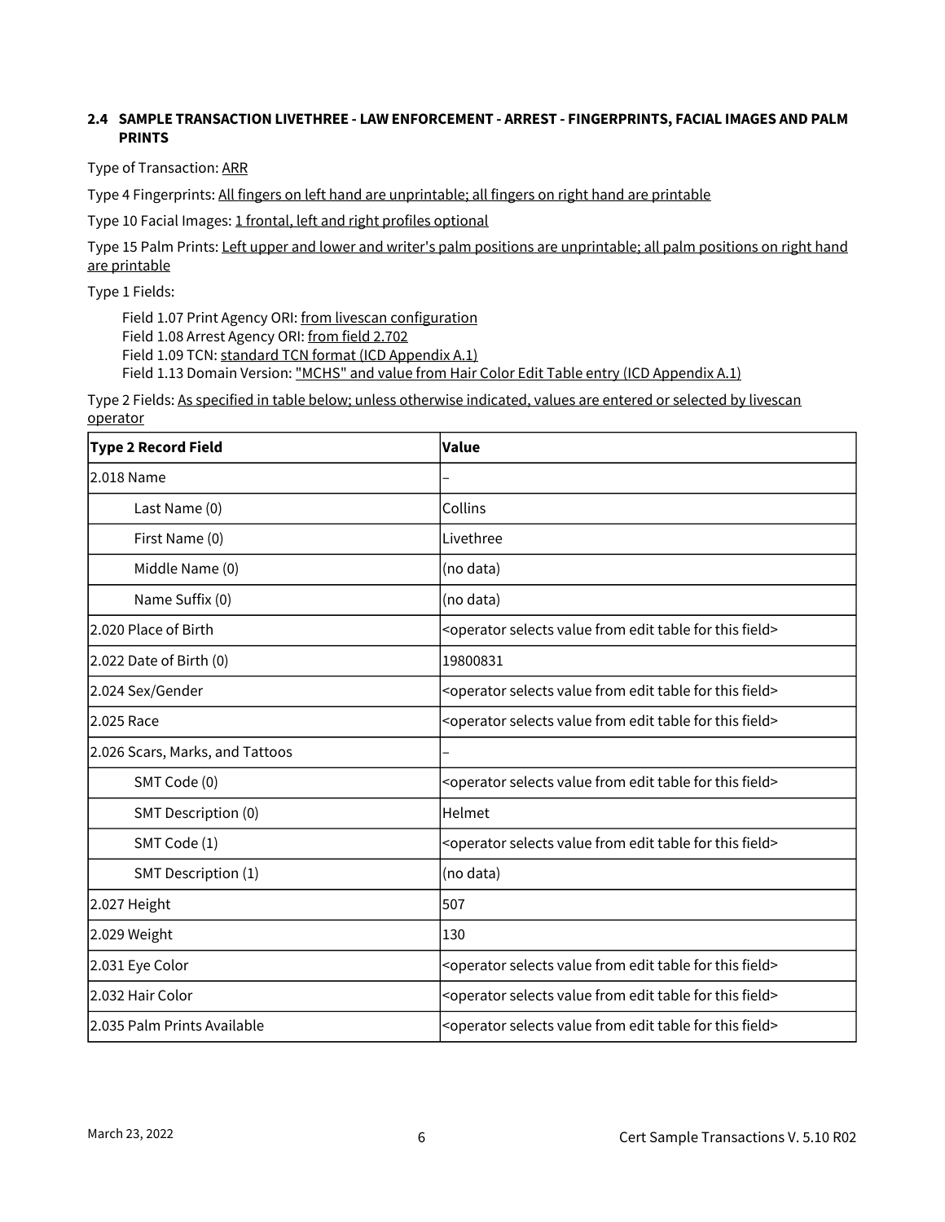### 2.4 SAMPLE TRANSACTION LIVETHREE - LAW ENFORCEMENT - ARREST - FINGERPRINTS, FACIAL IMAGES AND PALM PRINTS

Type of Transaction: ARR

Type 4 Fingerprints: All fingers on left hand are unprintable; all fingers on right hand are printable

Type 10 Facial Images: 1 frontal, left and right profiles optional

Type 15 Palm Prints: Left upper and lower and writer's palm positions are unprintable; all palm positions on right hand are printable

Type 1 Fields:

Field 1.07 Print Agency ORI: from livescan configuration
Field 1.08 Arrest Agency ORI: from field 2.702
Field 1.09 TCN: standard TCN format (ICD Appendix A.1)
Field 1.13 Domain Version: "MCHS" and value from Hair Color Edit Table entry (ICD Appendix A.1)

Type 2 Fields: As specified in table below; unless otherwise indicated, values are entered or selected by livescan operator

| Type 2 Record Field | Value |
|---|---|
| 2.018 Name | – |
| Last Name (0) | Collins |
| First Name (0) | Livethree |
| Middle Name (0) | (no data) |
| Name Suffix (0) | (no data) |
| 2.020 Place of Birth | <operator selects value from edit table for this field> |
| 2.022 Date of Birth (0) | 19800831 |
| 2.024 Sex/Gender | <operator selects value from edit table for this field> |
| 2.025 Race | <operator selects value from edit table for this field> |
| 2.026 Scars, Marks, and Tattoos | – |
| SMT Code (0) | <operator selects value from edit table for this field> |
| SMT Description (0) | Helmet |
| SMT Code (1) | <operator selects value from edit table for this field> |
| SMT Description (1) | (no data) |
| 2.027 Height | 507 |
| 2.029 Weight | 130 |
| 2.031 Eye Color | <operator selects value from edit table for this field> |
| 2.032 Hair Color | <operator selects value from edit table for this field> |
| 2.035 Palm Prints Available | <operator selects value from edit table for this field> |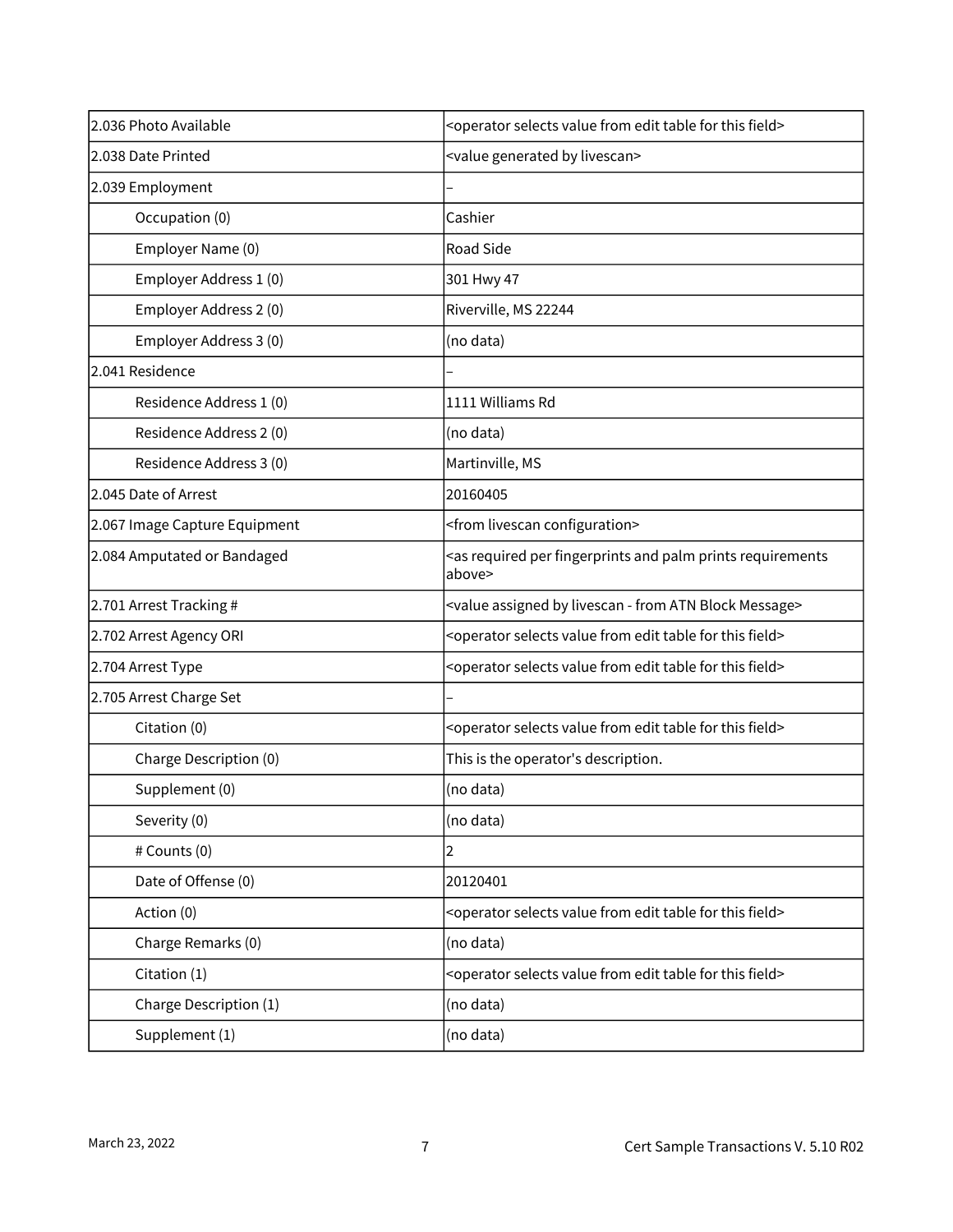| | |
|---|---|
| 2.036 Photo Available | <operator selects value from edit table for this field> |
| 2.038 Date Printed | <value generated by livescan> |
| 2.039 Employment | – |
| Occupation (0) | Cashier |
| Employer Name (0) | Road Side |
| Employer Address 1 (0) | 301 Hwy 47 |
| Employer Address 2 (0) | Riverville, MS 22244 |
| Employer Address 3 (0) | (no data) |
| 2.041 Residence | – |
| Residence Address 1 (0) | 1111 Williams Rd |
| Residence Address 2 (0) | (no data) |
| Residence Address 3 (0) | Martinville, MS |
| 2.045 Date of Arrest | 20160405 |
| 2.067 Image Capture Equipment | <from livescan configuration> |
| 2.084 Amputated or Bandaged | <as required per fingerprints and palm prints requirements above> |
| 2.701 Arrest Tracking # | <value assigned by livescan - from ATN Block Message> |
| 2.702 Arrest Agency ORI | <operator selects value from edit table for this field> |
| 2.704 Arrest Type | <operator selects value from edit table for this field> |
| 2.705 Arrest Charge Set | – |
| Citation (0) | <operator selects value from edit table for this field> |
| Charge Description (0) | This is the operator's description. |
| Supplement (0) | (no data) |
| Severity (0) | (no data) |
| # Counts (0) | 2 |
| Date of Offense (0) | 20120401 |
| Action (0) | <operator selects value from edit table for this field> |
| Charge Remarks (0) | (no data) |
| Citation (1) | <operator selects value from edit table for this field> |
| Charge Description (1) | (no data) |
| Supplement (1) | (no data) |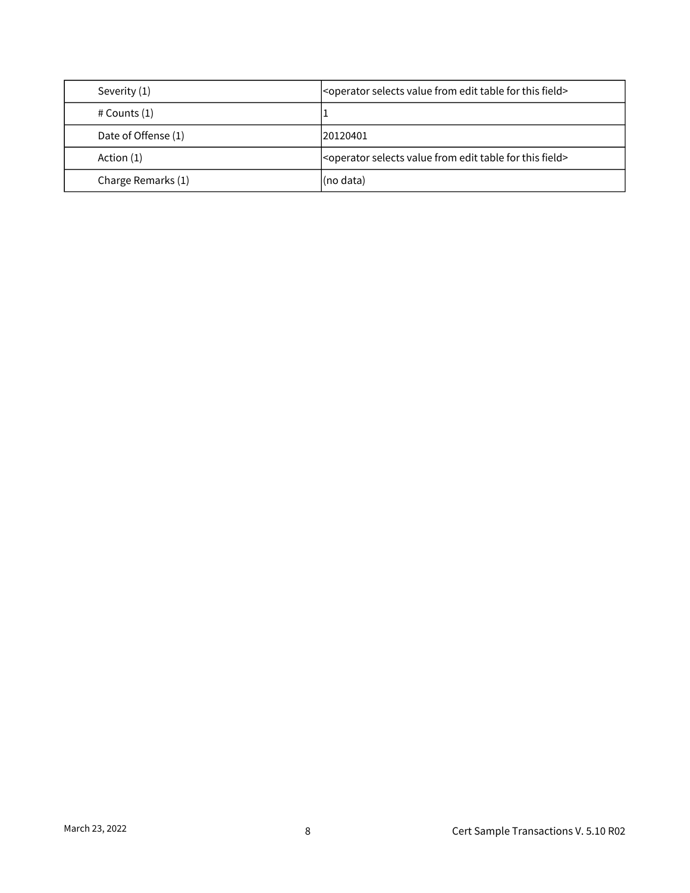| | |
|---|---|
| Severity (1) | <operator selects value from edit table for this field> |
| # Counts (1) | 1 |
| Date of Offense (1) | 20120401 |
| Action (1) | <operator selects value from edit table for this field> |
| Charge Remarks (1) | (no data) |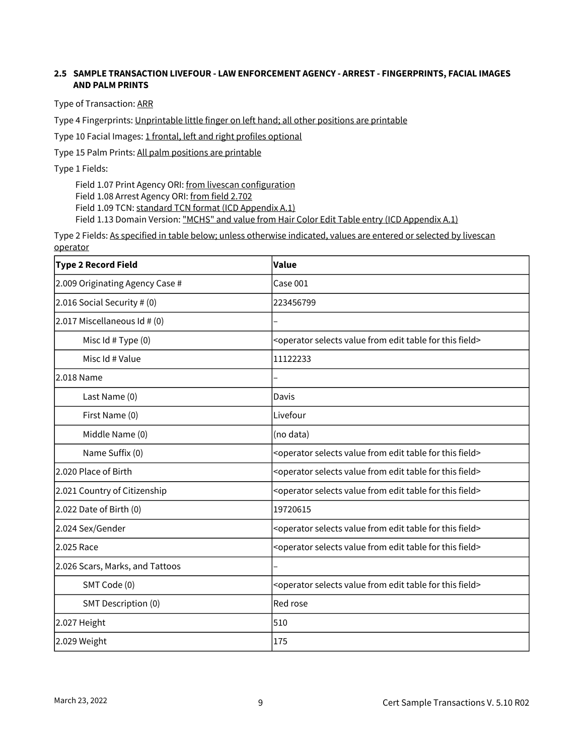### 2.5 SAMPLE TRANSACTION LIVEFOUR - LAW ENFORCEMENT AGENCY - ARREST - FINGERPRINTS, FACIAL IMAGES AND PALM PRINTS

Type of Transaction: ARR

Type 4 Fingerprints: Unprintable little finger on left hand; all other positions are printable

Type 10 Facial Images: 1 frontal, left and right profiles optional

Type 15 Palm Prints: All palm positions are printable

Type 1 Fields:

Field 1.07 Print Agency ORI: from livescan configuration
Field 1.08 Arrest Agency ORI: from field 2.702
Field 1.09 TCN: standard TCN format (ICD Appendix A.1)
Field 1.13 Domain Version: "MCHS" and value from Hair Color Edit Table entry (ICD Appendix A.1)

Type 2 Fields: As specified in table below; unless otherwise indicated, values are entered or selected by livescan operator

| Type 2 Record Field | Value |
|---|---|
| 2.009 Originating Agency Case # | Case 001 |
| 2.016 Social Security # (0) | 223456799 |
| 2.017 Miscellaneous Id # (0) | – |
| Misc Id # Type (0) | <operator selects value from edit table for this field> |
| Misc Id # Value | 11122233 |
| 2.018 Name | – |
| Last Name (0) | Davis |
| First Name (0) | Livefour |
| Middle Name (0) | (no data) |
| Name Suffix (0) | <operator selects value from edit table for this field> |
| 2.020 Place of Birth | <operator selects value from edit table for this field> |
| 2.021 Country of Citizenship | <operator selects value from edit table for this field> |
| 2.022 Date of Birth (0) | 19720615 |
| 2.024 Sex/Gender | <operator selects value from edit table for this field> |
| 2.025 Race | <operator selects value from edit table for this field> |
| 2.026 Scars, Marks, and Tattoos | – |
| SMT Code (0) | <operator selects value from edit table for this field> |
| SMT Description (0) | Red rose |
| 2.027 Height | 510 |
| 2.029 Weight | 175 |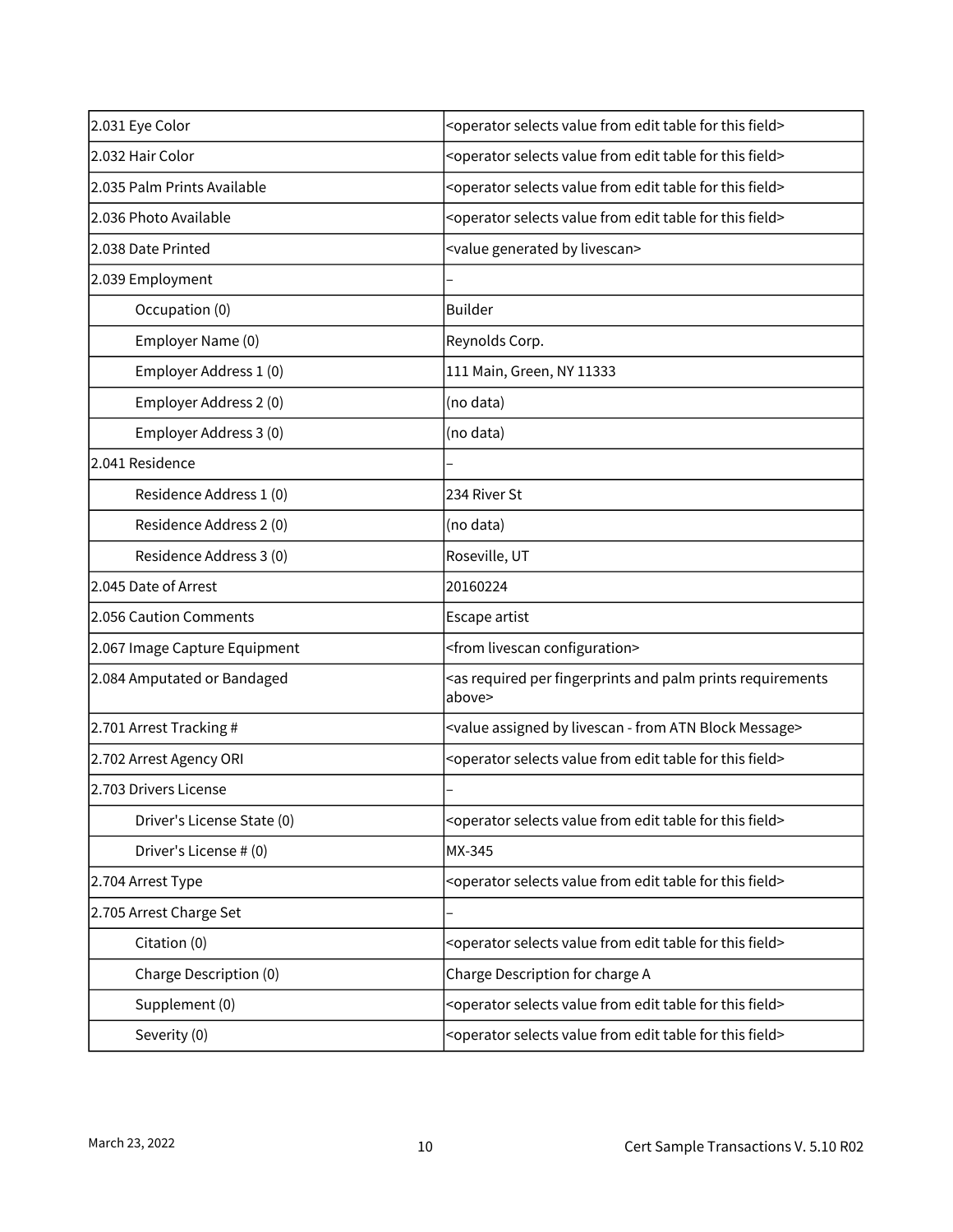| | |
|---|---|
| 2.031 Eye Color | <operator selects value from edit table for this field> |
| 2.032 Hair Color | <operator selects value from edit table for this field> |
| 2.035 Palm Prints Available | <operator selects value from edit table for this field> |
| 2.036 Photo Available | <operator selects value from edit table for this field> |
| 2.038 Date Printed | <value generated by livescan> |
| 2.039 Employment | – |
| Occupation (0) | Builder |
| Employer Name (0) | Reynolds Corp. |
| Employer Address 1 (0) | 111 Main, Green, NY 11333 |
| Employer Address 2 (0) | (no data) |
| Employer Address 3 (0) | (no data) |
| 2.041 Residence | – |
| Residence Address 1 (0) | 234 River St |
| Residence Address 2 (0) | (no data) |
| Residence Address 3 (0) | Roseville, UT |
| 2.045 Date of Arrest | 20160224 |
| 2.056 Caution Comments | Escape artist |
| 2.067 Image Capture Equipment | <from livescan configuration> |
| 2.084 Amputated or Bandaged | <as required per fingerprints and palm prints requirements above> |
| 2.701 Arrest Tracking # | <value assigned by livescan - from ATN Block Message> |
| 2.702 Arrest Agency ORI | <operator selects value from edit table for this field> |
| 2.703 Drivers License | – |
| Driver's License State (0) | <operator selects value from edit table for this field> |
| Driver's License # (0) | MX-345 |
| 2.704 Arrest Type | <operator selects value from edit table for this field> |
| 2.705 Arrest Charge Set | – |
| Citation (0) | <operator selects value from edit table for this field> |
| Charge Description (0) | Charge Description for charge A |
| Supplement (0) | <operator selects value from edit table for this field> |
| Severity (0) | <operator selects value from edit table for this field> |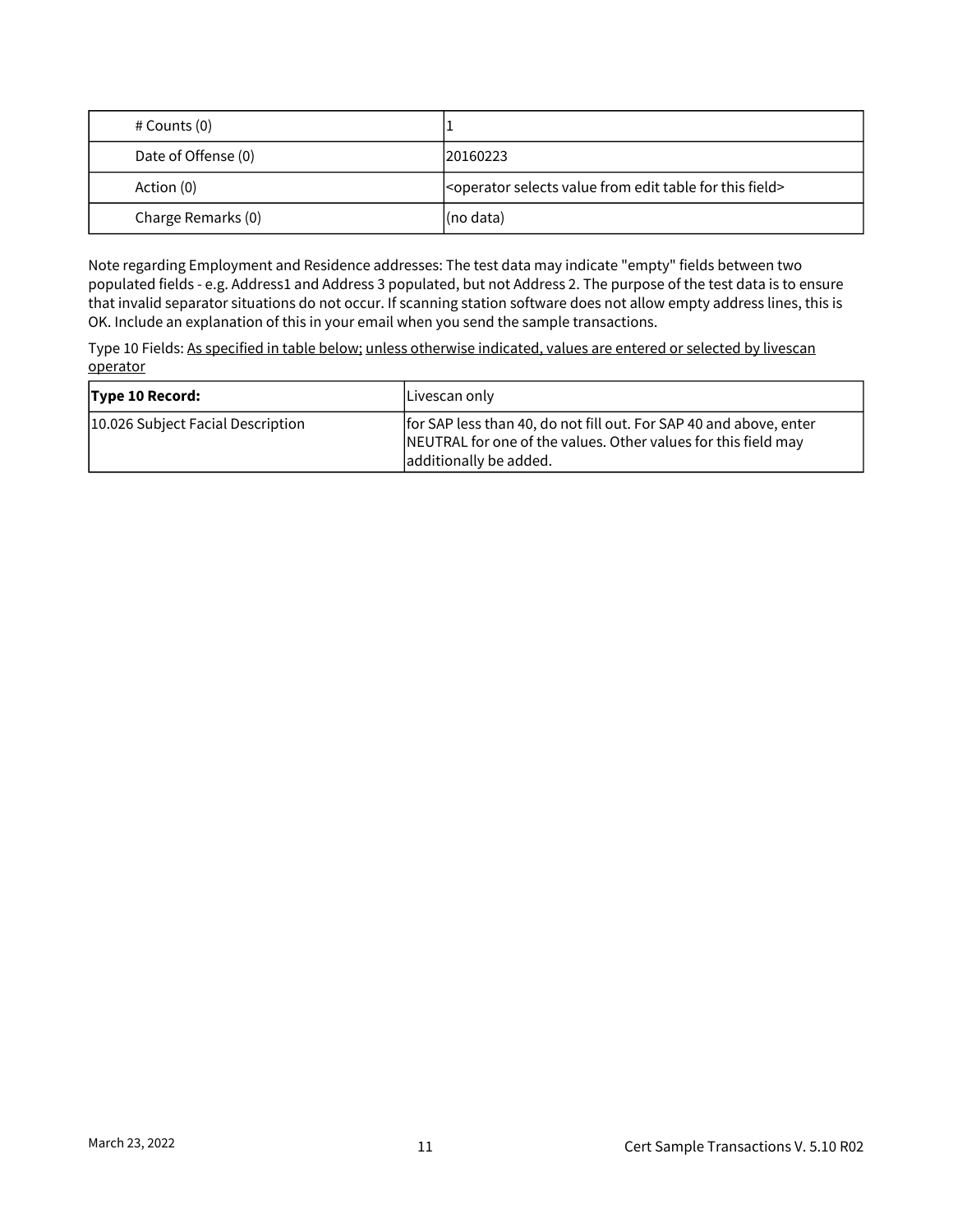| | |
|---|---|
| # Counts (0) | 1 |
| Date of Offense (0) | 20160223 |
| Action (0) | <operator selects value from edit table for this field> |
| Charge Remarks (0) | (no data) |

Note regarding Employment and Residence addresses: The test data may indicate "empty" fields between two populated fields - e.g. Address1 and Address 3 populated, but not Address 2. The purpose of the test data is to ensure that invalid separator situations do not occur. If scanning station software does not allow empty address lines, this is OK. Include an explanation of this in your email when you send the sample transactions.

Type 10 Fields: As specified in table below; unless otherwise indicated, values are entered or selected by livescan operator

| **Type 10 Record:** | Livescan only |
|---|---|
| 10.026 Subject Facial Description | for SAP less than 40, do not fill out. For SAP 40 and above, enter NEUTRAL for one of the values. Other values for this field may additionally be added. |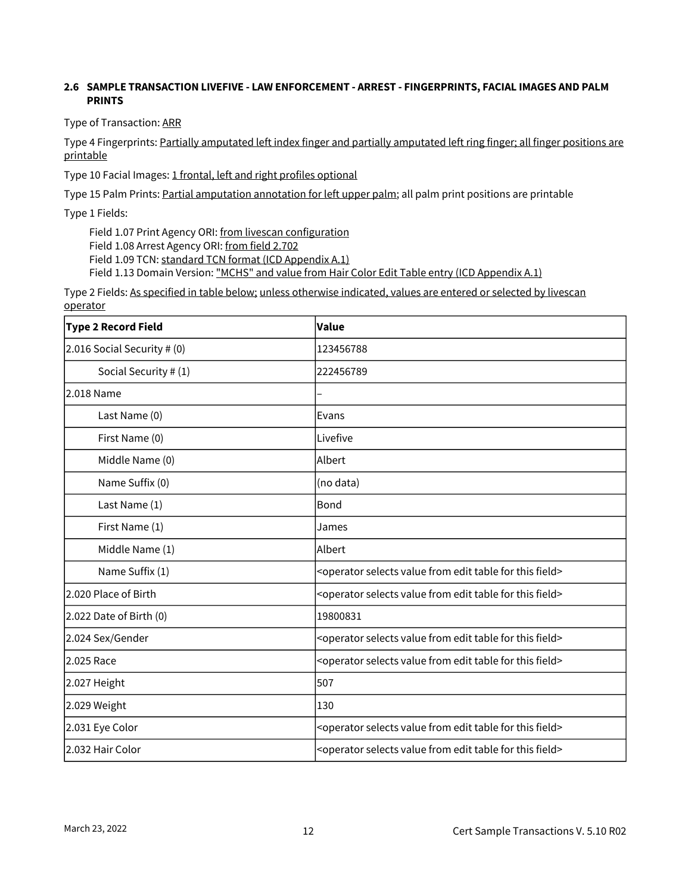### 2.6 SAMPLE TRANSACTION LIVEFIVE - LAW ENFORCEMENT - ARREST - FINGERPRINTS, FACIAL IMAGES AND PALM PRINTS

Type of Transaction: ARR

Type 4 Fingerprints: Partially amputated left index finger and partially amputated left ring finger; all finger positions are printable

Type 10 Facial Images: 1 frontal, left and right profiles optional

Type 15 Palm Prints: Partial amputation annotation for left upper palm; all palm print positions are printable

Type 1 Fields:

Field 1.07 Print Agency ORI: from livescan configuration
Field 1.08 Arrest Agency ORI: from field 2.702
Field 1.09 TCN: standard TCN format (ICD Appendix A.1)
Field 1.13 Domain Version: "MCHS" and value from Hair Color Edit Table entry (ICD Appendix A.1)

Type 2 Fields: As specified in table below; unless otherwise indicated, values are entered or selected by livescan operator

| Type 2 Record Field | Value |
|---|---|
| 2.016 Social Security # (0) | 123456788 |
| Social Security # (1) | 222456789 |
| 2.018 Name | – |
| Last Name (0) | Evans |
| First Name (0) | Livefive |
| Middle Name (0) | Albert |
| Name Suffix (0) | (no data) |
| Last Name (1) | Bond |
| First Name (1) | James |
| Middle Name (1) | Albert |
| Name Suffix (1) | <operator selects value from edit table for this field> |
| 2.020 Place of Birth | <operator selects value from edit table for this field> |
| 2.022 Date of Birth (0) | 19800831 |
| 2.024 Sex/Gender | <operator selects value from edit table for this field> |
| 2.025 Race | <operator selects value from edit table for this field> |
| 2.027 Height | 507 |
| 2.029 Weight | 130 |
| 2.031 Eye Color | <operator selects value from edit table for this field> |
| 2.032 Hair Color | <operator selects value from edit table for this field> |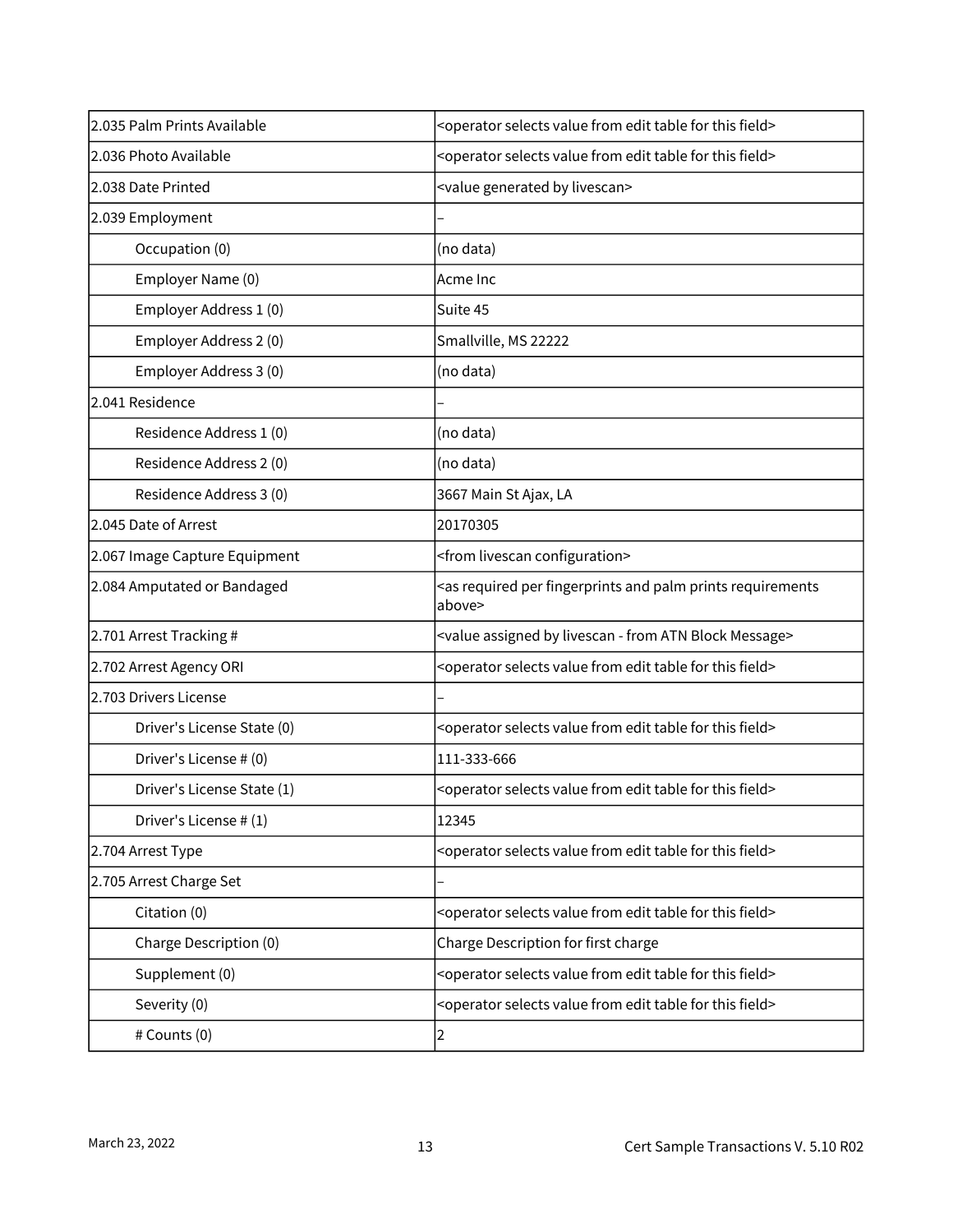| | |
|---|---|
| 2.035 Palm Prints Available | <operator selects value from edit table for this field> |
| 2.036 Photo Available | <operator selects value from edit table for this field> |
| 2.038 Date Printed | <value generated by livescan> |
| 2.039 Employment | – |
| Occupation (0) | (no data) |
| Employer Name (0) | Acme Inc |
| Employer Address 1 (0) | Suite 45 |
| Employer Address 2 (0) | Smallville, MS 22222 |
| Employer Address 3 (0) | (no data) |
| 2.041 Residence | – |
| Residence Address 1 (0) | (no data) |
| Residence Address 2 (0) | (no data) |
| Residence Address 3 (0) | 3667 Main St Ajax, LA |
| 2.045 Date of Arrest | 20170305 |
| 2.067 Image Capture Equipment | <from livescan configuration> |
| 2.084 Amputated or Bandaged | <as required per fingerprints and palm prints requirements above> |
| 2.701 Arrest Tracking # | <value assigned by livescan - from ATN Block Message> |
| 2.702 Arrest Agency ORI | <operator selects value from edit table for this field> |
| 2.703 Drivers License | – |
| Driver's License State (0) | <operator selects value from edit table for this field> |
| Driver's License # (0) | 111-333-666 |
| Driver's License State (1) | <operator selects value from edit table for this field> |
| Driver's License # (1) | 12345 |
| 2.704 Arrest Type | <operator selects value from edit table for this field> |
| 2.705 Arrest Charge Set | – |
| Citation (0) | <operator selects value from edit table for this field> |
| Charge Description (0) | Charge Description for first charge |
| Supplement (0) | <operator selects value from edit table for this field> |
| Severity (0) | <operator selects value from edit table for this field> |
| # Counts (0) | 2 |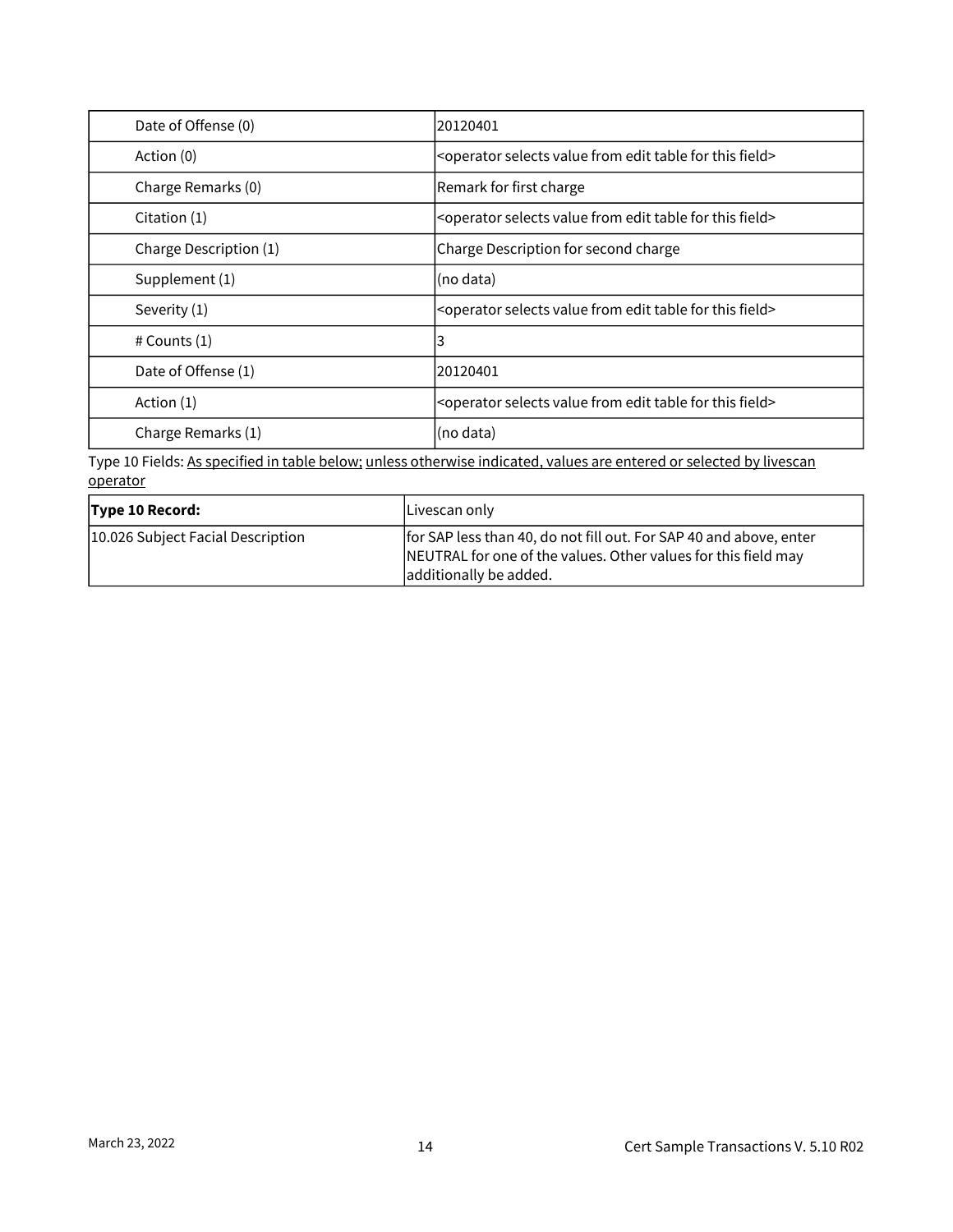| | |
|---|---|
| Date of Offense (0) | 20120401 |
| Action (0) | <operator selects value from edit table for this field> |
| Charge Remarks (0) | Remark for first charge |
| Citation (1) | <operator selects value from edit table for this field> |
| Charge Description (1) | Charge Description for second charge |
| Supplement (1) | (no data) |
| Severity (1) | <operator selects value from edit table for this field> |
| # Counts (1) | 3 |
| Date of Offense (1) | 20120401 |
| Action (1) | <operator selects value from edit table for this field> |
| Charge Remarks (1) | (no data) |

Type 10 Fields: As specified in table below; unless otherwise indicated, values are entered or selected by livescan operator

| **Type 10 Record:** | Livescan only |
|---|---|
| 10.026 Subject Facial Description | for SAP less than 40, do not fill out. For SAP 40 and above, enter NEUTRAL for one of the values. Other values for this field may additionally be added. |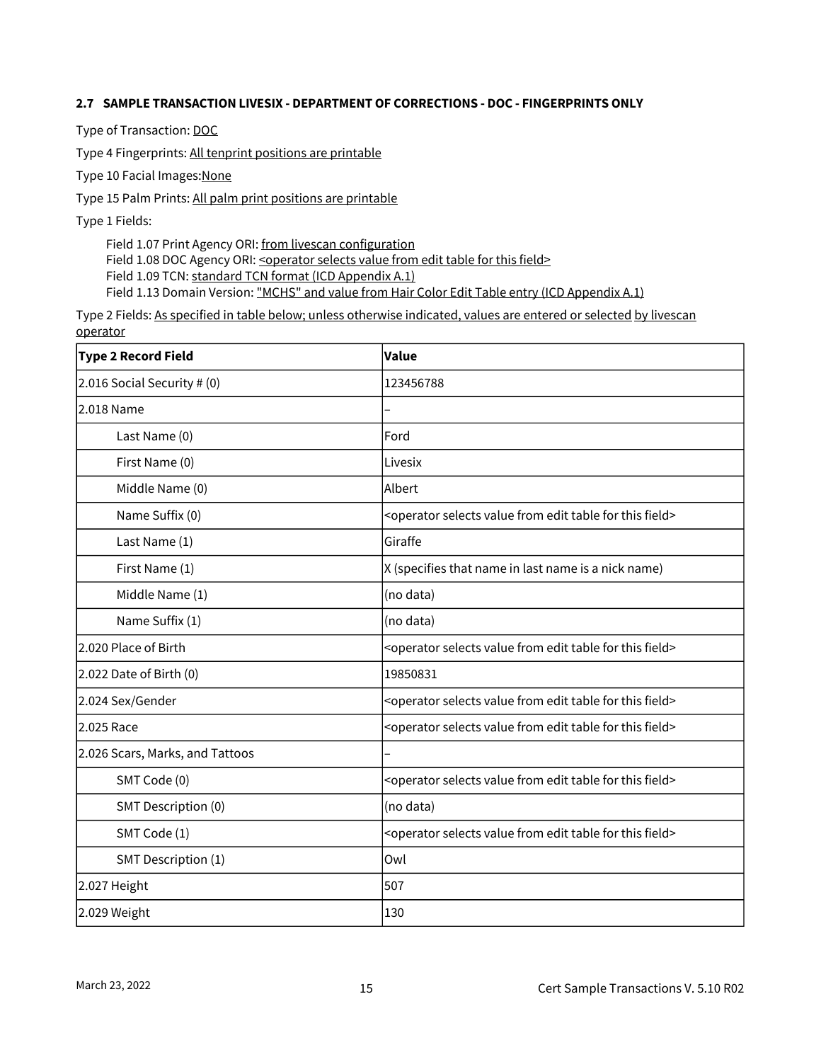### 2.7 SAMPLE TRANSACTION LIVESIX - DEPARTMENT OF CORRECTIONS - DOC - FINGERPRINTS ONLY

Type of Transaction: DOC

Type 4 Fingerprints: All tenprint positions are printable

Type 10 Facial Images: None

Type 15 Palm Prints: All palm print positions are printable

Type 1 Fields:

Field 1.07 Print Agency ORI: from livescan configuration
Field 1.08 DOC Agency ORI: <operator selects value from edit table for this field>
Field 1.09 TCN: standard TCN format (ICD Appendix A.1)
Field 1.13 Domain Version: "MCHS" and value from Hair Color Edit Table entry (ICD Appendix A.1)

Type 2 Fields: As specified in table below; unless otherwise indicated, values are entered or selected by livescan operator

| Type 2 Record Field | Value |
|---|---|
| 2.016 Social Security # (0) | 123456788 |
| 2.018 Name | – |
| Last Name (0) | Ford |
| First Name (0) | Livesix |
| Middle Name (0) | Albert |
| Name Suffix (0) | <operator selects value from edit table for this field> |
| Last Name (1) | Giraffe |
| First Name (1) | X (specifies that name in last name is a nick name) |
| Middle Name (1) | (no data) |
| Name Suffix (1) | (no data) |
| 2.020 Place of Birth | <operator selects value from edit table for this field> |
| 2.022 Date of Birth (0) | 19850831 |
| 2.024 Sex/Gender | <operator selects value from edit table for this field> |
| 2.025 Race | <operator selects value from edit table for this field> |
| 2.026 Scars, Marks, and Tattoos | – |
| SMT Code (0) | <operator selects value from edit table for this field> |
| SMT Description (0) | (no data) |
| SMT Code (1) | <operator selects value from edit table for this field> |
| SMT Description (1) | Owl |
| 2.027 Height | 507 |
| 2.029 Weight | 130 |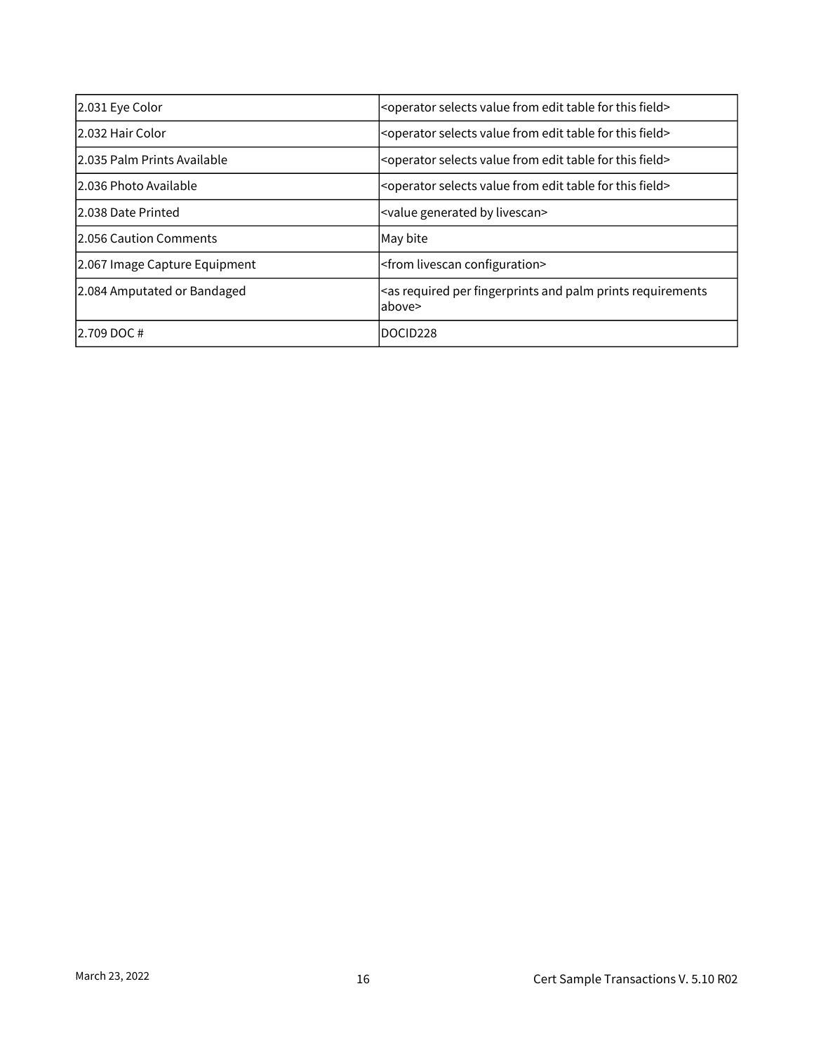| | |
|---|---|
| 2.031 Eye Color | <operator selects value from edit table for this field> |
| 2.032 Hair Color | <operator selects value from edit table for this field> |
| 2.035 Palm Prints Available | <operator selects value from edit table for this field> |
| 2.036 Photo Available | <operator selects value from edit table for this field> |
| 2.038 Date Printed | <value generated by livescan> |
| 2.056 Caution Comments | May bite |
| 2.067 Image Capture Equipment | <from livescan configuration> |
| 2.084 Amputated or Bandaged | <as required per fingerprints and palm prints requirements above> |
| 2.709 DOC # | DOCID228 |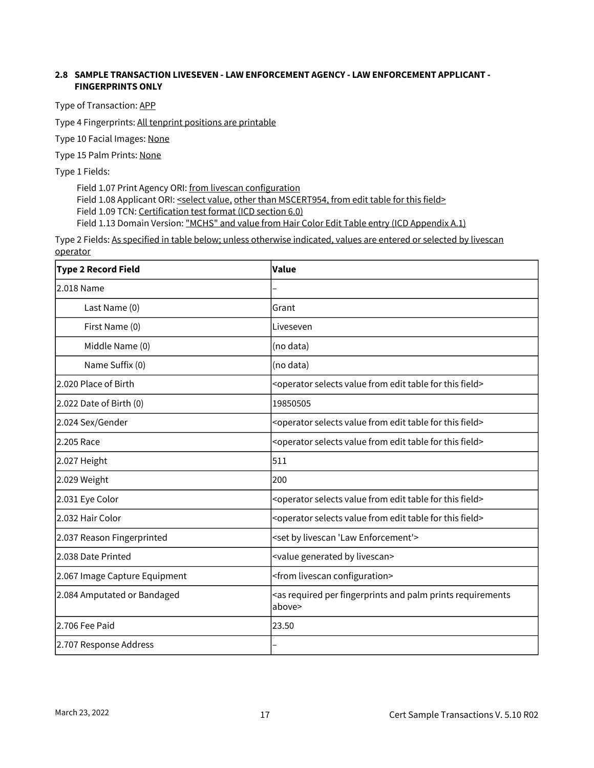### 2.8 SAMPLE TRANSACTION LIVESEVEN - LAW ENFORCEMENT AGENCY - LAW ENFORCEMENT APPLICANT - FINGERPRINTS ONLY

Type of Transaction: APP

Type 4 Fingerprints: All tenprint positions are printable

Type 10 Facial Images: None

Type 15 Palm Prints: None

Type 1 Fields:

Field 1.07 Print Agency ORI: from livescan configuration
Field 1.08 Applicant ORI: <select value, other than MSCERT954, from edit table for this field>
Field 1.09 TCN: Certification test format (ICD section 6.0)
Field 1.13 Domain Version: "MCHS" and value from Hair Color Edit Table entry (ICD Appendix A.1)

Type 2 Fields: As specified in table below; unless otherwise indicated, values are entered or selected by livescan operator

| Type 2 Record Field | Value |
|---|---|
| 2.018 Name | – |
| Last Name (0) | Grant |
| First Name (0) | Liveseven |
| Middle Name (0) | (no data) |
| Name Suffix (0) | (no data) |
| 2.020 Place of Birth | <operator selects value from edit table for this field> |
| 2.022 Date of Birth (0) | 19850505 |
| 2.024 Sex/Gender | <operator selects value from edit table for this field> |
| 2.205 Race | <operator selects value from edit table for this field> |
| 2.027 Height | 511 |
| 2.029 Weight | 200 |
| 2.031 Eye Color | <operator selects value from edit table for this field> |
| 2.032 Hair Color | <operator selects value from edit table for this field> |
| 2.037 Reason Fingerprinted | <set by livescan 'Law Enforcement'> |
| 2.038 Date Printed | <value generated by livescan> |
| 2.067 Image Capture Equipment | <from livescan configuration> |
| 2.084 Amputated or Bandaged | <as required per fingerprints and palm prints requirements above> |
| 2.706 Fee Paid | 23.50 |
| 2.707 Response Address | – |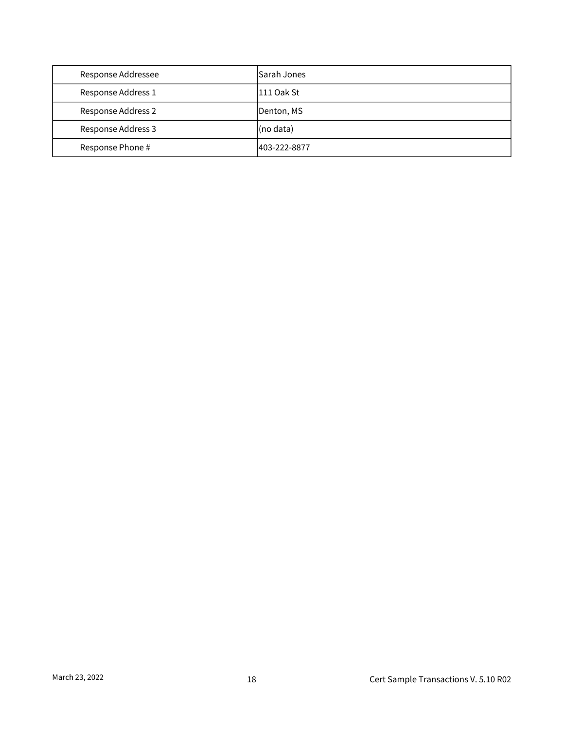| | |
|---|---|
| Response Addressee | Sarah Jones |
| Response Address 1 | 111 Oak St |
| Response Address 2 | Denton, MS |
| Response Address 3 | (no data) |
| Response Phone # | 403-222-8877 |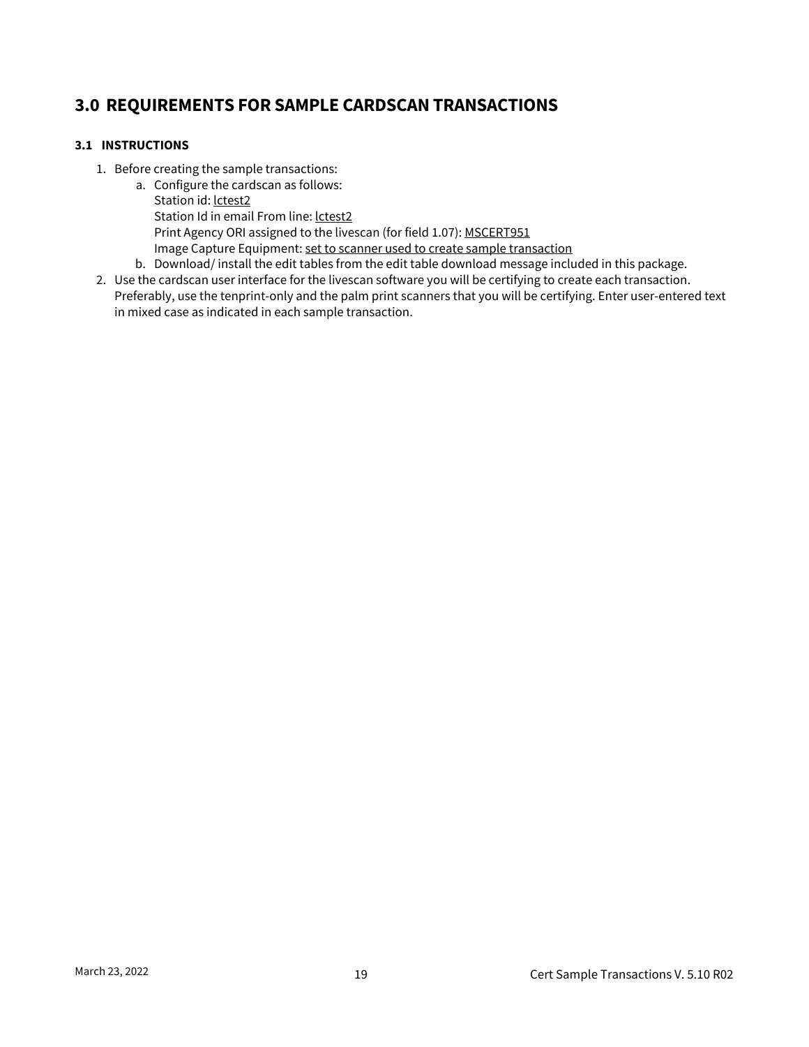# 3.0 REQUIREMENTS FOR SAMPLE CARDSCAN TRANSACTIONS

### 3.1 INSTRUCTIONS

1. Before creating the sample transactions:
   a. Configure the cardscan as follows:
      Station id: lctest2
      Station Id in email From line: lctest2
      Print Agency ORI assigned to the livescan (for field 1.07): MSCERT951
      Image Capture Equipment: set to scanner used to create sample transaction
   b. Download/ install the edit tables from the edit table download message included in this package.
2. Use the cardscan user interface for the livescan software you will be certifying to create each transaction. Preferably, use the tenprint-only and the palm print scanners that you will be certifying. Enter user-entered text in mixed case as indicated in each sample transaction.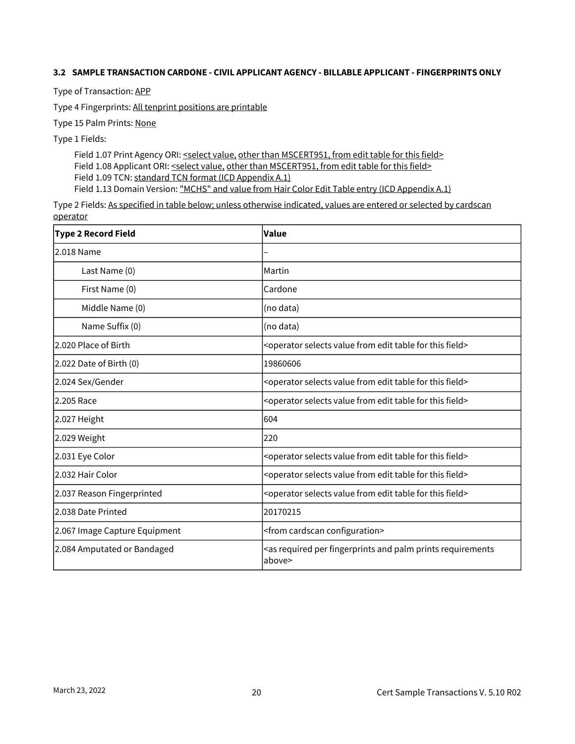### 3.2 SAMPLE TRANSACTION CARDONE - CIVIL APPLICANT AGENCY - BILLABLE APPLICANT - FINGERPRINTS ONLY

Type of Transaction: APP

Type 4 Fingerprints: All tenprint positions are printable

Type 15 Palm Prints: None

Type 1 Fields:

- Field 1.07 Print Agency ORI: <select value, other than MSCERT951, from edit table for this field>
- Field 1.08 Applicant ORI: <select value, other than MSCERT951, from edit table for this field>
- Field 1.09 TCN: standard TCN format (ICD Appendix A.1)
- Field 1.13 Domain Version: "MCHS" and value from Hair Color Edit Table entry (ICD Appendix A.1)

Type 2 Fields: As specified in table below; unless otherwise indicated, values are entered or selected by cardscan operator

| Type 2 Record Field | Value |
|---|---|
| 2.018 Name | – |
| Last Name (0) | Martin |
| First Name (0) | Cardone |
| Middle Name (0) | (no data) |
| Name Suffix (0) | (no data) |
| 2.020 Place of Birth | <operator selects value from edit table for this field> |
| 2.022 Date of Birth (0) | 19860606 |
| 2.024 Sex/Gender | <operator selects value from edit table for this field> |
| 2.205 Race | <operator selects value from edit table for this field> |
| 2.027 Height | 604 |
| 2.029 Weight | 220 |
| 2.031 Eye Color | <operator selects value from edit table for this field> |
| 2.032 Hair Color | <operator selects value from edit table for this field> |
| 2.037 Reason Fingerprinted | <operator selects value from edit table for this field> |
| 2.038 Date Printed | 20170215 |
| 2.067 Image Capture Equipment | <from cardscan configuration> |
| 2.084 Amputated or Bandaged | <as required per fingerprints and palm prints requirements above> |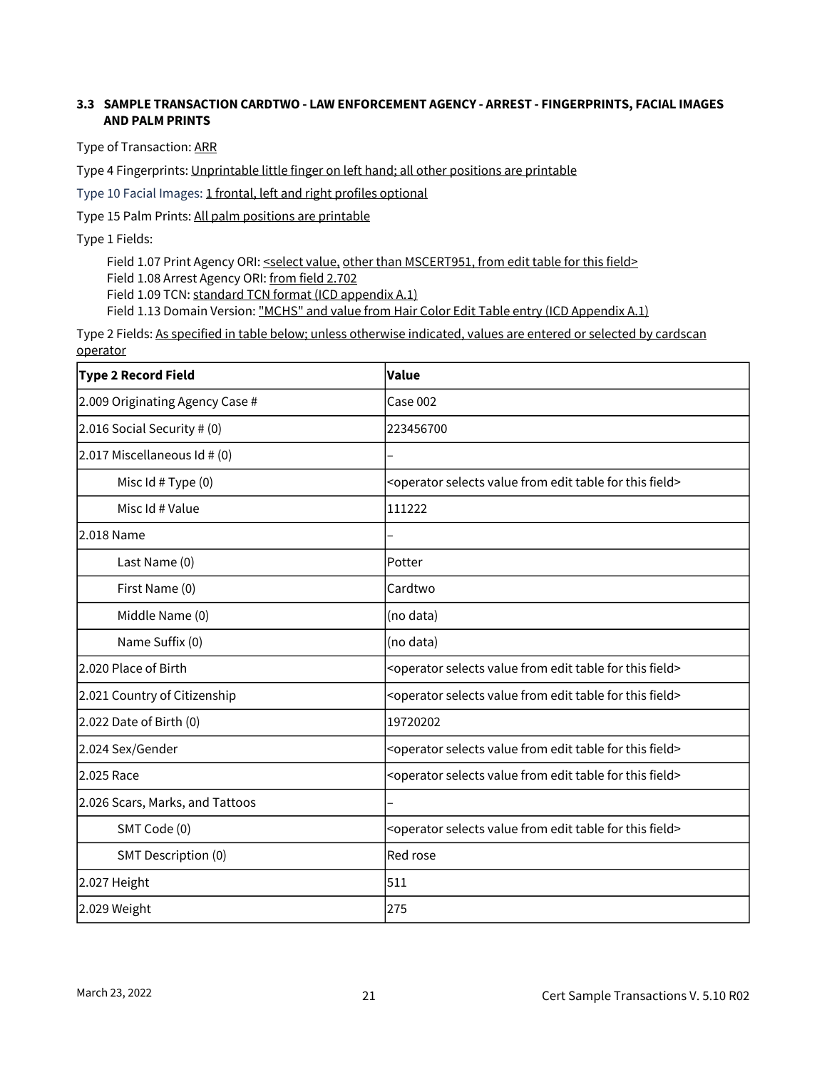### 3.3 SAMPLE TRANSACTION CARDTWO - LAW ENFORCEMENT AGENCY - ARREST - FINGERPRINTS, FACIAL IMAGES AND PALM PRINTS

Type of Transaction: ARR

Type 4 Fingerprints: Unprintable little finger on left hand; all other positions are printable

Type 10 Facial Images: 1 frontal, left and right profiles optional

Type 15 Palm Prints: All palm positions are printable

Type 1 Fields:

Field 1.07 Print Agency ORI: <select value, other than MSCERT951, from edit table for this field>
Field 1.08 Arrest Agency ORI: from field 2.702
Field 1.09 TCN: standard TCN format (ICD appendix A.1)
Field 1.13 Domain Version: "MCHS" and value from Hair Color Edit Table entry (ICD Appendix A.1)

Type 2 Fields: As specified in table below; unless otherwise indicated, values are entered or selected by cardscan operator

| Type 2 Record Field | Value |
|---|---|
| 2.009 Originating Agency Case # | Case 002 |
| 2.016 Social Security # (0) | 223456700 |
| 2.017 Miscellaneous Id # (0) | – |
| Misc Id # Type (0) | <operator selects value from edit table for this field> |
| Misc Id # Value | 111222 |
| 2.018 Name | – |
| Last Name (0) | Potter |
| First Name (0) | Cardtwo |
| Middle Name (0) | (no data) |
| Name Suffix (0) | (no data) |
| 2.020 Place of Birth | <operator selects value from edit table for this field> |
| 2.021 Country of Citizenship | <operator selects value from edit table for this field> |
| 2.022 Date of Birth (0) | 19720202 |
| 2.024 Sex/Gender | <operator selects value from edit table for this field> |
| 2.025 Race | <operator selects value from edit table for this field> |
| 2.026 Scars, Marks, and Tattoos | – |
| SMT Code (0) | <operator selects value from edit table for this field> |
| SMT Description (0) | Red rose |
| 2.027 Height | 511 |
| 2.029 Weight | 275 |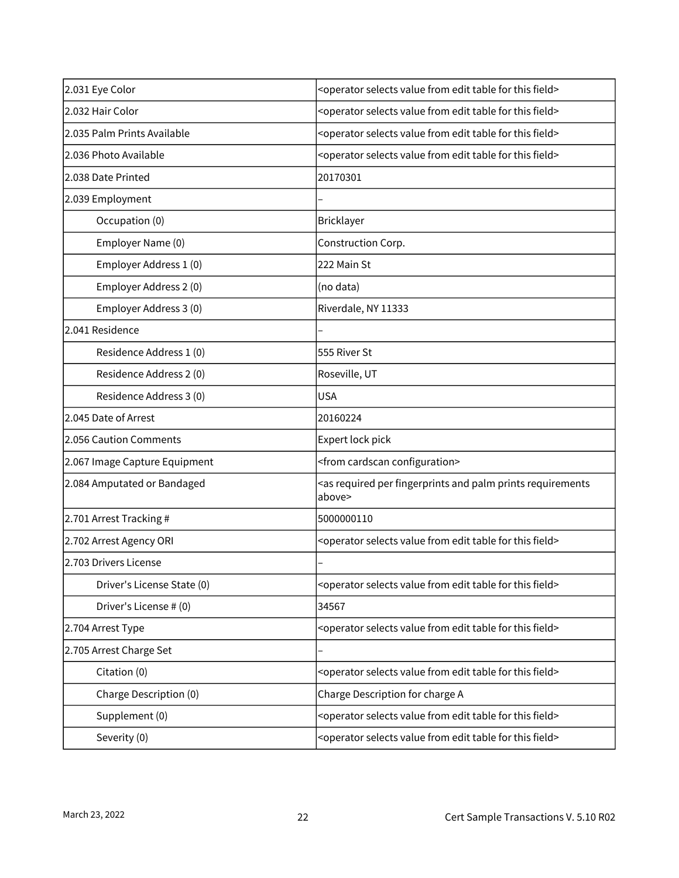| | |
|---|---|
| 2.031 Eye Color | <operator selects value from edit table for this field> |
| 2.032 Hair Color | <operator selects value from edit table for this field> |
| 2.035 Palm Prints Available | <operator selects value from edit table for this field> |
| 2.036 Photo Available | <operator selects value from edit table for this field> |
| 2.038 Date Printed | 20170301 |
| 2.039 Employment | – |
| Occupation (0) | Bricklayer |
| Employer Name (0) | Construction Corp. |
| Employer Address 1 (0) | 222 Main St |
| Employer Address 2 (0) | (no data) |
| Employer Address 3 (0) | Riverdale, NY 11333 |
| 2.041 Residence | – |
| Residence Address 1 (0) | 555 River St |
| Residence Address 2 (0) | Roseville, UT |
| Residence Address 3 (0) | USA |
| 2.045 Date of Arrest | 20160224 |
| 2.056 Caution Comments | Expert lock pick |
| 2.067 Image Capture Equipment | <from cardscan configuration> |
| 2.084 Amputated or Bandaged | <as required per fingerprints and palm prints requirements above> |
| 2.701 Arrest Tracking # | 5000000110 |
| 2.702 Arrest Agency ORI | <operator selects value from edit table for this field> |
| 2.703 Drivers License | – |
| Driver's License State (0) | <operator selects value from edit table for this field> |
| Driver's License # (0) | 34567 |
| 2.704 Arrest Type | <operator selects value from edit table for this field> |
| 2.705 Arrest Charge Set | – |
| Citation (0) | <operator selects value from edit table for this field> |
| Charge Description (0) | Charge Description for charge A |
| Supplement (0) | <operator selects value from edit table for this field> |
| Severity (0) | <operator selects value from edit table for this field> |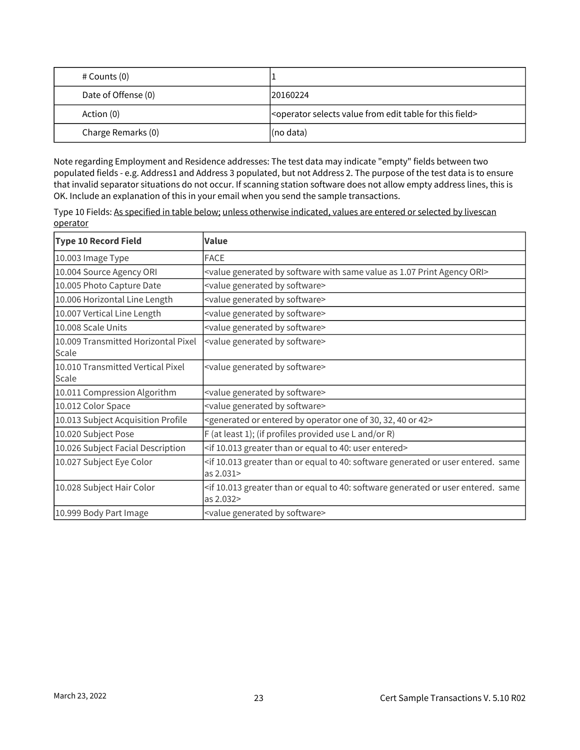| # Counts (0) | 1 |
|---|---|
| Date of Offense (0) | 20160224 |
| Action (0) | <operator selects value from edit table for this field> |
| Charge Remarks (0) | (no data) |

Note regarding Employment and Residence addresses: The test data may indicate "empty" fields between two populated fields - e.g. Address1 and Address 3 populated, but not Address 2. The purpose of the test data is to ensure that invalid separator situations do not occur. If scanning station software does not allow empty address lines, this is OK. Include an explanation of this in your email when you send the sample transactions.

Type 10 Fields: <u>As specified in table below; unless otherwise indicated, values are entered or selected by livescan operator</u>

| Type 10 Record Field | Value |
|---|---|
| 10.003 Image Type | FACE |
| 10.004 Source Agency ORI | <value generated by software with same value as 1.07 Print Agency ORI> |
| 10.005 Photo Capture Date | <value generated by software> |
| 10.006 Horizontal Line Length | <value generated by software> |
| 10.007 Vertical Line Length | <value generated by software> |
| 10.008 Scale Units | <value generated by software> |
| 10.009 Transmitted Horizontal Pixel Scale | <value generated by software> |
| 10.010 Transmitted Vertical Pixel Scale | <value generated by software> |
| 10.011 Compression Algorithm | <value generated by software> |
| 10.012 Color Space | <value generated by software> |
| 10.013 Subject Acquisition Profile | <generated or entered by operator one of 30, 32, 40 or 42> |
| 10.020 Subject Pose | F (at least 1); (if profiles provided use L and/or R) |
| 10.026 Subject Facial Description | <if 10.013 greater than or equal to 40: user entered> |
| 10.027 Subject Eye Color | <if 10.013 greater than or equal to 40: software generated or user entered. same as 2.031> |
| 10.028 Subject Hair Color | <if 10.013 greater than or equal to 40: software generated or user entered. same as 2.032> |
| 10.999 Body Part Image | <value generated by software> |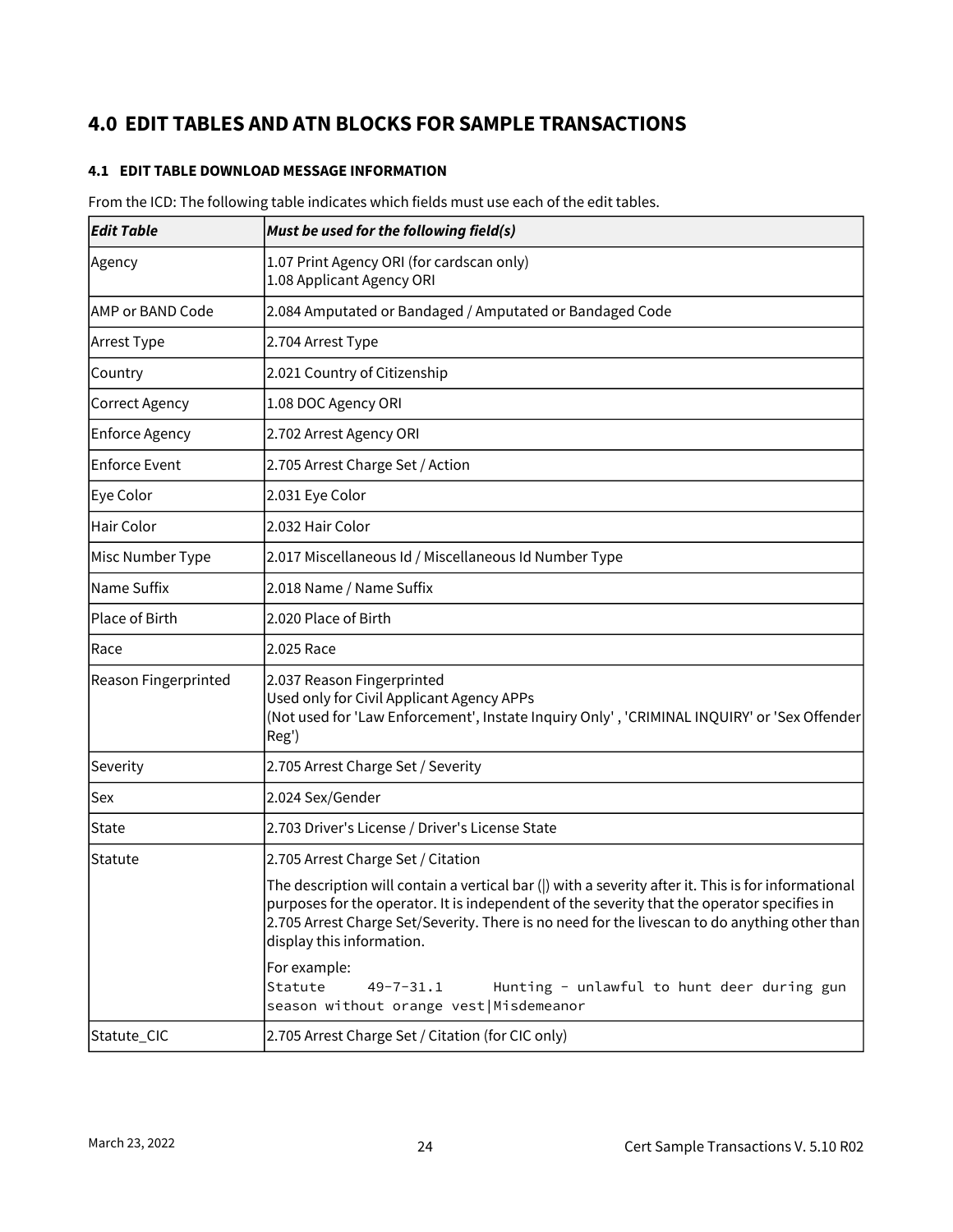# 4.0 EDIT TABLES AND ATN BLOCKS FOR SAMPLE TRANSACTIONS

## 4.1 EDIT TABLE DOWNLOAD MESSAGE INFORMATION

From the ICD: The following table indicates which fields must use each of the edit tables.

| *Edit Table* | *Must be used for the following field(s)* |
|---|---|
| Agency | 1.07 Print Agency ORI (for cardscan only)<br>1.08 Applicant Agency ORI |
| AMP or BAND Code | 2.084 Amputated or Bandaged / Amputated or Bandaged Code |
| Arrest Type | 2.704 Arrest Type |
| Country | 2.021 Country of Citizenship |
| Correct Agency | 1.08 DOC Agency ORI |
| Enforce Agency | 2.702 Arrest Agency ORI |
| Enforce Event | 2.705 Arrest Charge Set / Action |
| Eye Color | 2.031 Eye Color |
| Hair Color | 2.032 Hair Color |
| Misc Number Type | 2.017 Miscellaneous Id / Miscellaneous Id Number Type |
| Name Suffix | 2.018 Name / Name Suffix |
| Place of Birth | 2.020 Place of Birth |
| Race | 2.025 Race |
| Reason Fingerprinted | 2.037 Reason Fingerprinted<br>Used only for Civil Applicant Agency APPs<br>(Not used for 'Law Enforcement', Instate Inquiry Only' , 'CRIMINAL INQUIRY' or 'Sex Offender Reg') |
| Severity | 2.705 Arrest Charge Set / Severity |
| Sex | 2.024 Sex/Gender |
| State | 2.703 Driver's License / Driver's License State |
| Statute | 2.705 Arrest Charge Set / Citation<br><br>The description will contain a vertical bar (&#124;) with a severity after it. This is for informational purposes for the operator. It is independent of the severity that the operator specifies in 2.705 Arrest Charge Set/Severity. There is no need for the livescan to do anything other than display this information.<br><br>For example:<br>`Statute     49-7-31.1      Hunting - unlawful to hunt deer during gun season without orange vest&#124;Misdemeanor` |
| Statute_CIC | 2.705 Arrest Charge Set / Citation (for CIC only) |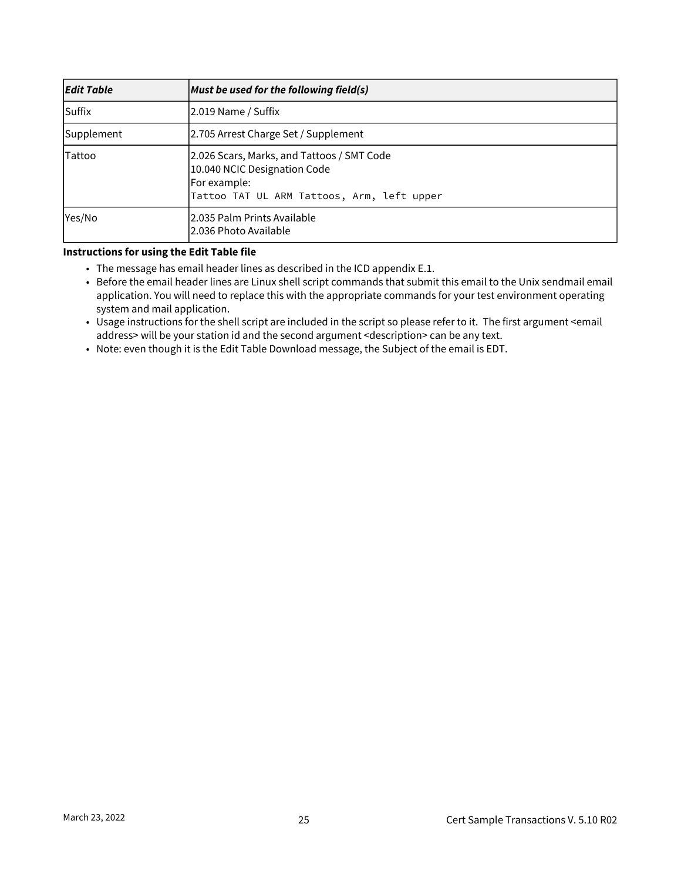| *Edit Table* | *Must be used for the following field(s)* |
|---|---|
| Suffix | 2.019 Name / Suffix |
| Supplement | 2.705 Arrest Charge Set / Supplement |
| Tattoo | 2.026 Scars, Marks, and Tattoos / SMT Code<br>10.040 NCIC Designation Code<br>For example:<br>`Tattoo TAT UL ARM Tattoos, Arm, left upper` |
| Yes/No | 2.035 Palm Prints Available<br>2.036 Photo Available |

**Instructions for using the Edit Table file**

- The message has email header lines as described in the ICD appendix E.1.
- Before the email header lines are Linux shell script commands that submit this email to the Unix sendmail email application. You will need to replace this with the appropriate commands for your test environment operating system and mail application.
- Usage instructions for the shell script are included in the script so please refer to it. The first argument <email address> will be your station id and the second argument <description> can be any text.
- Note: even though it is the Edit Table Download message, the Subject of the email is EDT.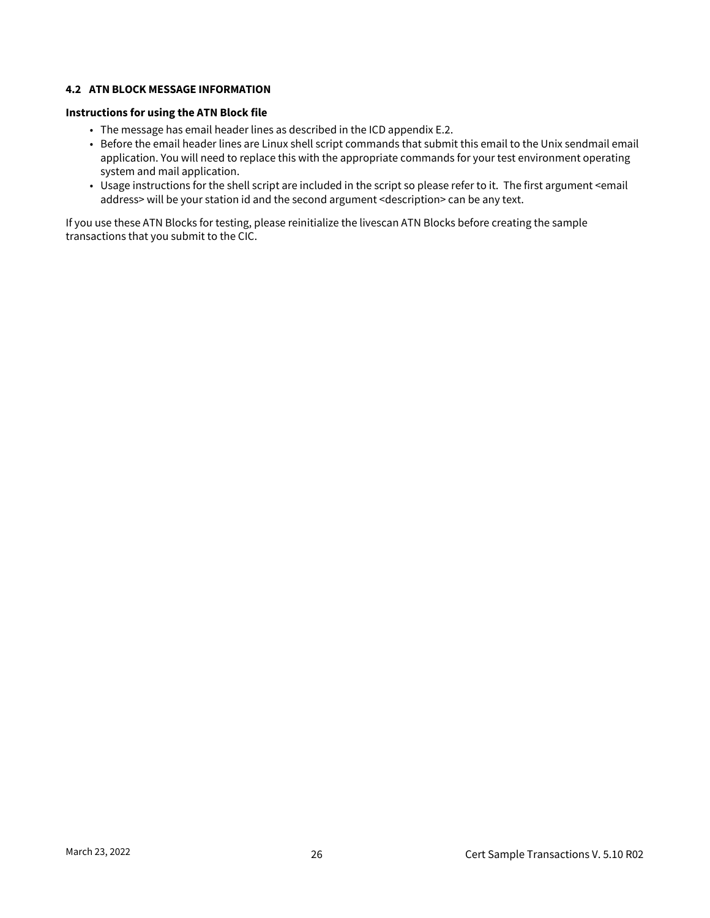### 4.2 ATN BLOCK MESSAGE INFORMATION

**Instructions for using the ATN Block file**

- The message has email header lines as described in the ICD appendix E.2.
- Before the email header lines are Linux shell script commands that submit this email to the Unix sendmail email application. You will need to replace this with the appropriate commands for your test environment operating system and mail application.
- Usage instructions for the shell script are included in the script so please refer to it. The first argument <email address> will be your station id and the second argument <description> can be any text.

If you use these ATN Blocks for testing, please reinitialize the livescan ATN Blocks before creating the sample transactions that you submit to the CIC.